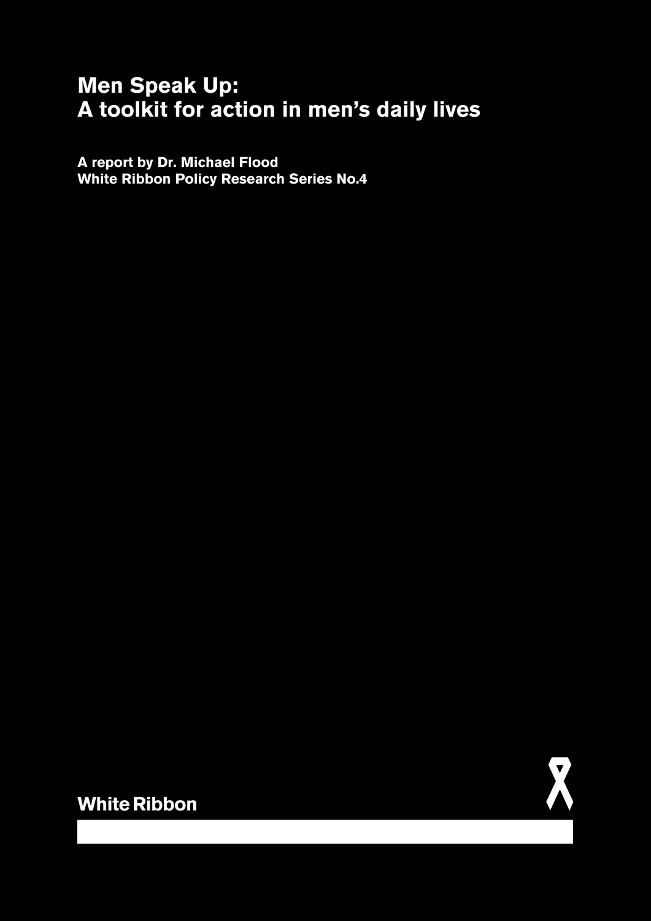# Men Speak Up:
# A toolkit for action in men's daily lives

**A report by Dr. Michael Flood**
**White Ribbon Policy Research Series No.4**

White Ribbon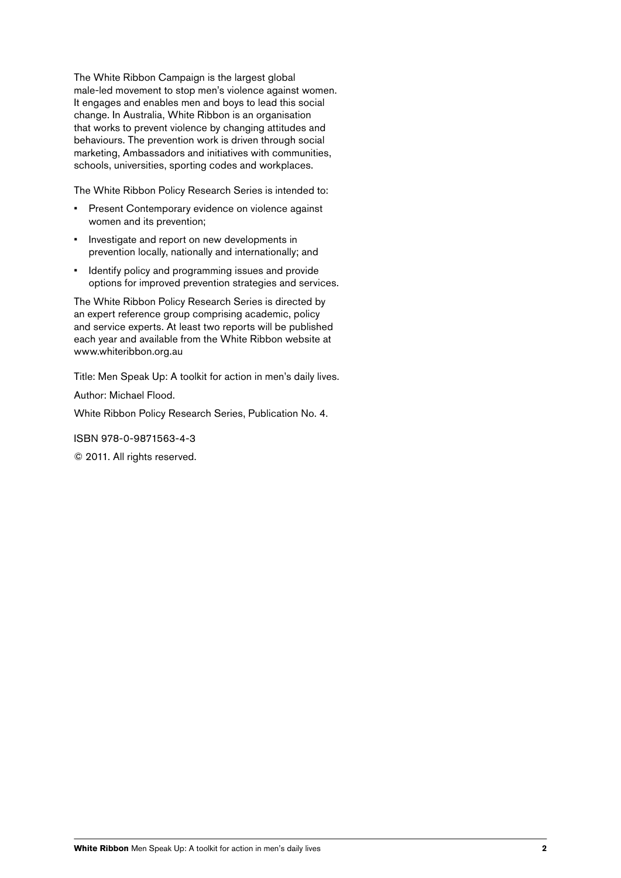The White Ribbon Campaign is the largest global male-led movement to stop men's violence against women. It engages and enables men and boys to lead this social change. In Australia, White Ribbon is an organisation that works to prevent violence by changing attitudes and behaviours. The prevention work is driven through social marketing, Ambassadors and initiatives with communities, schools, universities, sporting codes and workplaces.

The White Ribbon Policy Research Series is intended to:

- Present Contemporary evidence on violence against women and its prevention;
- Investigate and report on new developments in prevention locally, nationally and internationally; and
- Identify policy and programming issues and provide options for improved prevention strategies and services.

The White Ribbon Policy Research Series is directed by an expert reference group comprising academic, policy and service experts. At least two reports will be published each year and available from the White Ribbon website at www.whiteribbon.org.au

Title: Men Speak Up: A toolkit for action in men's daily lives.

Author: Michael Flood.

White Ribbon Policy Research Series, Publication No. 4.

ISBN 978-0-9871563-4-3

© 2011. All rights reserved.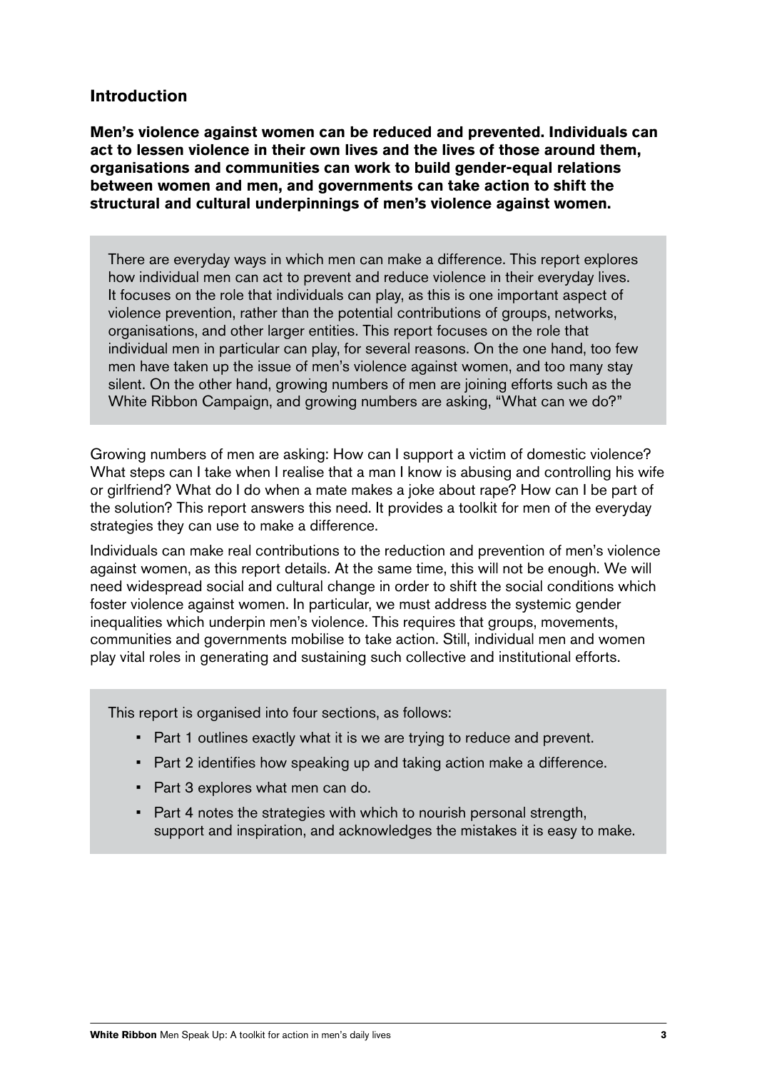## Introduction

**Men's violence against women can be reduced and prevented. Individuals can act to lessen violence in their own lives and the lives of those around them, organisations and communities can work to build gender-equal relations between women and men, and governments can take action to shift the structural and cultural underpinnings of men's violence against women.**

There are everyday ways in which men can make a difference. This report explores how individual men can act to prevent and reduce violence in their everyday lives. It focuses on the role that individuals can play, as this is one important aspect of violence prevention, rather than the potential contributions of groups, networks, organisations, and other larger entities. This report focuses on the role that individual men in particular can play, for several reasons. On the one hand, too few men have taken up the issue of men's violence against women, and too many stay silent. On the other hand, growing numbers of men are joining efforts such as the White Ribbon Campaign, and growing numbers are asking, "What can we do?"

Growing numbers of men are asking: How can I support a victim of domestic violence? What steps can I take when I realise that a man I know is abusing and controlling his wife or girlfriend? What do I do when a mate makes a joke about rape? How can I be part of the solution? This report answers this need. It provides a toolkit for men of the everyday strategies they can use to make a difference.

Individuals can make real contributions to the reduction and prevention of men's violence against women, as this report details. At the same time, this will not be enough. We will need widespread social and cultural change in order to shift the social conditions which foster violence against women. In particular, we must address the systemic gender inequalities which underpin men's violence. This requires that groups, movements, communities and governments mobilise to take action. Still, individual men and women play vital roles in generating and sustaining such collective and institutional efforts.

This report is organised into four sections, as follows:

- Part 1 outlines exactly what it is we are trying to reduce and prevent.
- Part 2 identifies how speaking up and taking action make a difference.
- Part 3 explores what men can do.
- Part 4 notes the strategies with which to nourish personal strength, support and inspiration, and acknowledges the mistakes it is easy to make.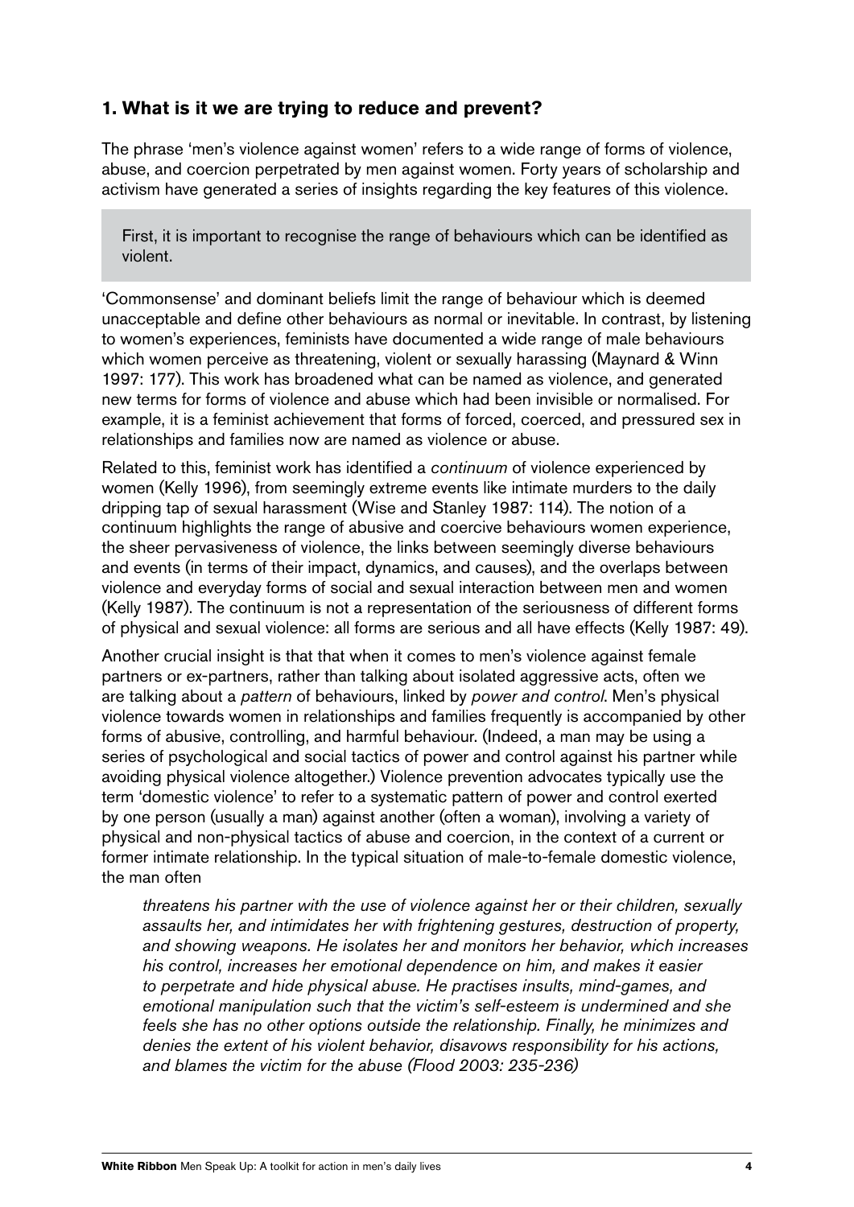## 1. What is it we are trying to reduce and prevent?

The phrase 'men's violence against women' refers to a wide range of forms of violence, abuse, and coercion perpetrated by men against women. Forty years of scholarship and activism have generated a series of insights regarding the key features of this violence.

> First, it is important to recognise the range of behaviours which can be identified as violent.

'Commonsense' and dominant beliefs limit the range of behaviour which is deemed unacceptable and define other behaviours as normal or inevitable. In contrast, by listening to women's experiences, feminists have documented a wide range of male behaviours which women perceive as threatening, violent or sexually harassing (Maynard & Winn 1997: 177). This work has broadened what can be named as violence, and generated new terms for forms of violence and abuse which had been invisible or normalised. For example, it is a feminist achievement that forms of forced, coerced, and pressured sex in relationships and families now are named as violence or abuse.

Related to this, feminist work has identified a *continuum* of violence experienced by women (Kelly 1996), from seemingly extreme events like intimate murders to the daily dripping tap of sexual harassment (Wise and Stanley 1987: 114). The notion of a continuum highlights the range of abusive and coercive behaviours women experience, the sheer pervasiveness of violence, the links between seemingly diverse behaviours and events (in terms of their impact, dynamics, and causes), and the overlaps between violence and everyday forms of social and sexual interaction between men and women (Kelly 1987). The continuum is not a representation of the seriousness of different forms of physical and sexual violence: all forms are serious and all have effects (Kelly 1987: 49).

Another crucial insight is that that when it comes to men's violence against female partners or ex-partners, rather than talking about isolated aggressive acts, often we are talking about a *pattern* of behaviours, linked by *power and control*. Men's physical violence towards women in relationships and families frequently is accompanied by other forms of abusive, controlling, and harmful behaviour. (Indeed, a man may be using a series of psychological and social tactics of power and control against his partner while avoiding physical violence altogether.) Violence prevention advocates typically use the term 'domestic violence' to refer to a systematic pattern of power and control exerted by one person (usually a man) against another (often a woman), involving a variety of physical and non-physical tactics of abuse and coercion, in the context of a current or former intimate relationship. In the typical situation of male-to-female domestic violence, the man often

> *threatens his partner with the use of violence against her or their children, sexually assaults her, and intimidates her with frightening gestures, destruction of property, and showing weapons. He isolates her and monitors her behavior, which increases his control, increases her emotional dependence on him, and makes it easier to perpetrate and hide physical abuse. He practises insults, mind-games, and emotional manipulation such that the victim's self-esteem is undermined and she feels she has no other options outside the relationship. Finally, he minimizes and denies the extent of his violent behavior, disavows responsibility for his actions, and blames the victim for the abuse (Flood 2003: 235-236)*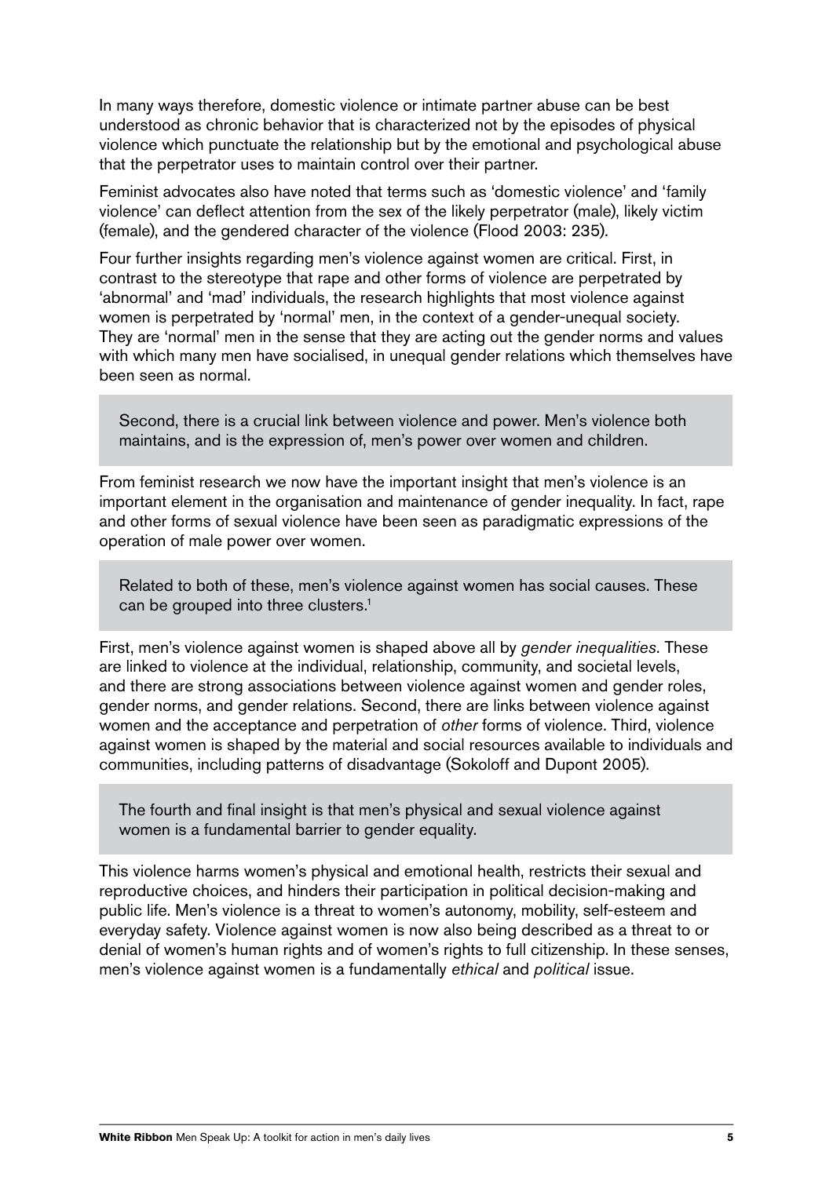In many ways therefore, domestic violence or intimate partner abuse can be best understood as chronic behavior that is characterized not by the episodes of physical violence which punctuate the relationship but by the emotional and psychological abuse that the perpetrator uses to maintain control over their partner.

Feminist advocates also have noted that terms such as 'domestic violence' and 'family violence' can deflect attention from the sex of the likely perpetrator (male), likely victim (female), and the gendered character of the violence (Flood 2003: 235).

Four further insights regarding men's violence against women are critical. First, in contrast to the stereotype that rape and other forms of violence are perpetrated by 'abnormal' and 'mad' individuals, the research highlights that most violence against women is perpetrated by 'normal' men, in the context of a gender-unequal society. They are 'normal' men in the sense that they are acting out the gender norms and values with which many men have socialised, in unequal gender relations which themselves have been seen as normal.

> Second, there is a crucial link between violence and power. Men's violence both maintains, and is the expression of, men's power over women and children.

From feminist research we now have the important insight that men's violence is an important element in the organisation and maintenance of gender inequality. In fact, rape and other forms of sexual violence have been seen as paradigmatic expressions of the operation of male power over women.

> Related to both of these, men's violence against women has social causes. These can be grouped into three clusters.[1]

First, men's violence against women is shaped above all by *gender inequalities*. These are linked to violence at the individual, relationship, community, and societal levels, and there are strong associations between violence against women and gender roles, gender norms, and gender relations. Second, there are links between violence against women and the acceptance and perpetration of *other* forms of violence. Third, violence against women is shaped by the material and social resources available to individuals and communities, including patterns of disadvantage (Sokoloff and Dupont 2005).

> The fourth and final insight is that men's physical and sexual violence against women is a fundamental barrier to gender equality.

This violence harms women's physical and emotional health, restricts their sexual and reproductive choices, and hinders their participation in political decision-making and public life. Men's violence is a threat to women's autonomy, mobility, self-esteem and everyday safety. Violence against women is now also being described as a threat to or denial of women's human rights and of women's rights to full citizenship. In these senses, men's violence against women is a fundamentally *ethical* and *political* issue.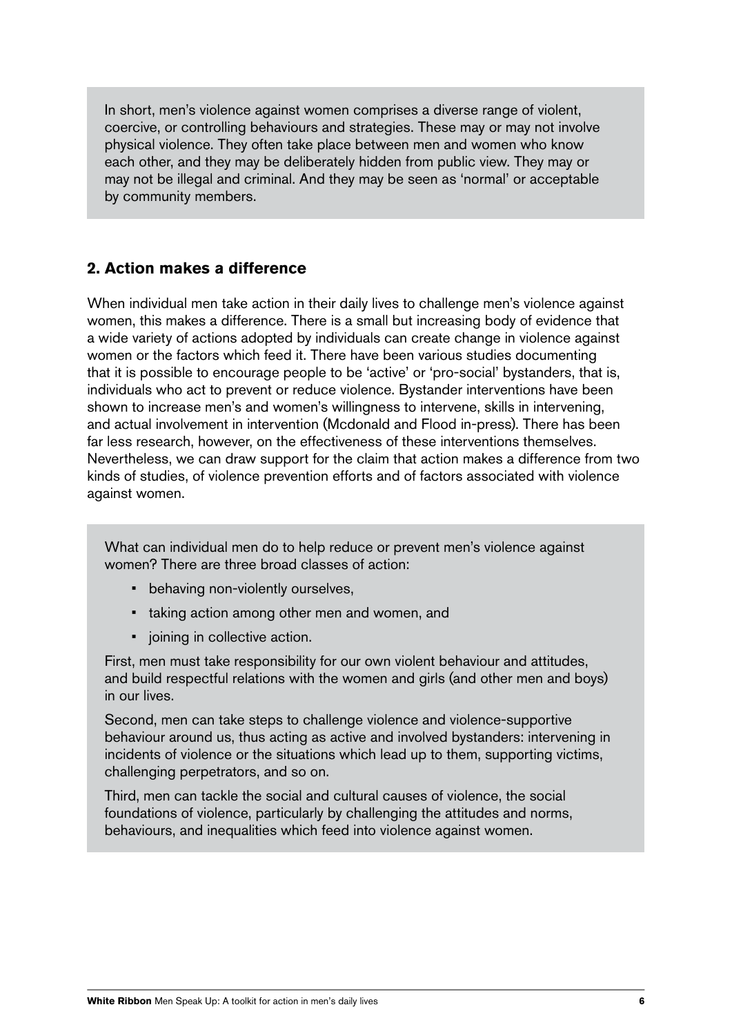In short, men's violence against women comprises a diverse range of violent, coercive, or controlling behaviours and strategies. These may or may not involve physical violence. They often take place between men and women who know each other, and they may be deliberately hidden from public view. They may or may not be illegal and criminal. And they may be seen as 'normal' or acceptable by community members.

## 2. Action makes a difference

When individual men take action in their daily lives to challenge men's violence against women, this makes a difference. There is a small but increasing body of evidence that a wide variety of actions adopted by individuals can create change in violence against women or the factors which feed it. There have been various studies documenting that it is possible to encourage people to be 'active' or 'pro-social' bystanders, that is, individuals who act to prevent or reduce violence. Bystander interventions have been shown to increase men's and women's willingness to intervene, skills in intervening, and actual involvement in intervention (Mcdonald and Flood in-press). There has been far less research, however, on the effectiveness of these interventions themselves. Nevertheless, we can draw support for the claim that action makes a difference from two kinds of studies, of violence prevention efforts and of factors associated with violence against women.

What can individual men do to help reduce or prevent men's violence against women? There are three broad classes of action:

- behaving non-violently ourselves,
- taking action among other men and women, and
- joining in collective action.

First, men must take responsibility for our own violent behaviour and attitudes, and build respectful relations with the women and girls (and other men and boys) in our lives.

Second, men can take steps to challenge violence and violence-supportive behaviour around us, thus acting as active and involved bystanders: intervening in incidents of violence or the situations which lead up to them, supporting victims, challenging perpetrators, and so on.

Third, men can tackle the social and cultural causes of violence, the social foundations of violence, particularly by challenging the attitudes and norms, behaviours, and inequalities which feed into violence against women.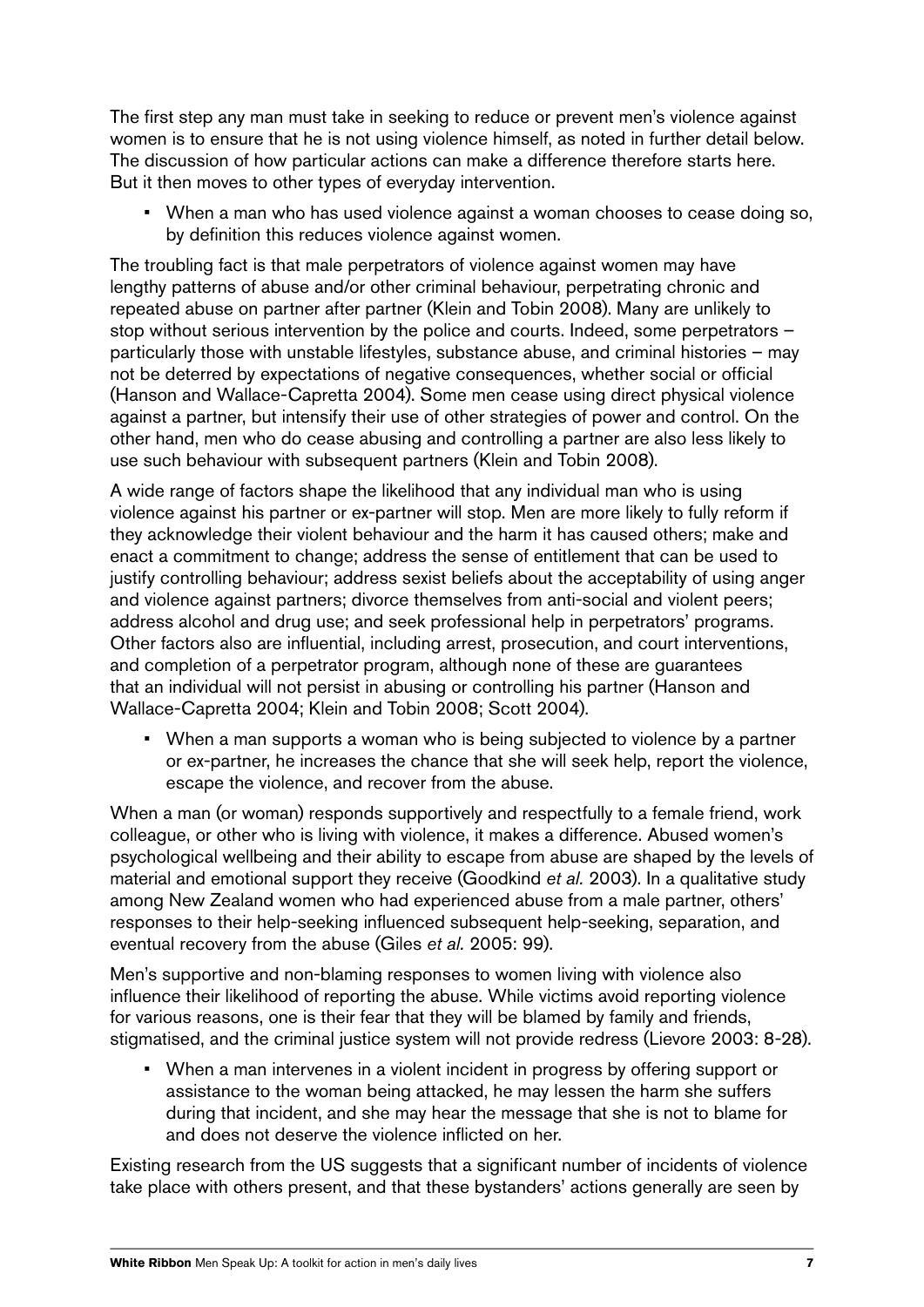The first step any man must take in seeking to reduce or prevent men's violence against women is to ensure that he is not using violence himself, as noted in further detail below. The discussion of how particular actions can make a difference therefore starts here. But it then moves to other types of everyday intervention.

- When a man who has used violence against a woman chooses to cease doing so, by definition this reduces violence against women.

The troubling fact is that male perpetrators of violence against women may have lengthy patterns of abuse and/or other criminal behaviour, perpetrating chronic and repeated abuse on partner after partner (Klein and Tobin 2008). Many are unlikely to stop without serious intervention by the police and courts. Indeed, some perpetrators – particularly those with unstable lifestyles, substance abuse, and criminal histories – may not be deterred by expectations of negative consequences, whether social or official (Hanson and Wallace-Capretta 2004). Some men cease using direct physical violence against a partner, but intensify their use of other strategies of power and control. On the other hand, men who do cease abusing and controlling a partner are also less likely to use such behaviour with subsequent partners (Klein and Tobin 2008).

A wide range of factors shape the likelihood that any individual man who is using violence against his partner or ex-partner will stop. Men are more likely to fully reform if they acknowledge their violent behaviour and the harm it has caused others; make and enact a commitment to change; address the sense of entitlement that can be used to justify controlling behaviour; address sexist beliefs about the acceptability of using anger and violence against partners; divorce themselves from anti-social and violent peers; address alcohol and drug use; and seek professional help in perpetrators' programs. Other factors also are influential, including arrest, prosecution, and court interventions, and completion of a perpetrator program, although none of these are guarantees that an individual will not persist in abusing or controlling his partner (Hanson and Wallace-Capretta 2004; Klein and Tobin 2008; Scott 2004).

- When a man supports a woman who is being subjected to violence by a partner or ex-partner, he increases the chance that she will seek help, report the violence, escape the violence, and recover from the abuse.

When a man (or woman) responds supportively and respectfully to a female friend, work colleague, or other who is living with violence, it makes a difference. Abused women's psychological wellbeing and their ability to escape from abuse are shaped by the levels of material and emotional support they receive (Goodkind *et al.* 2003). In a qualitative study among New Zealand women who had experienced abuse from a male partner, others' responses to their help-seeking influenced subsequent help-seeking, separation, and eventual recovery from the abuse (Giles *et al.* 2005: 99).

Men's supportive and non-blaming responses to women living with violence also influence their likelihood of reporting the abuse. While victims avoid reporting violence for various reasons, one is their fear that they will be blamed by family and friends, stigmatised, and the criminal justice system will not provide redress (Lievore 2003: 8-28).

- When a man intervenes in a violent incident in progress by offering support or assistance to the woman being attacked, he may lessen the harm she suffers during that incident, and she may hear the message that she is not to blame for and does not deserve the violence inflicted on her.

Existing research from the US suggests that a significant number of incidents of violence take place with others present, and that these bystanders' actions generally are seen by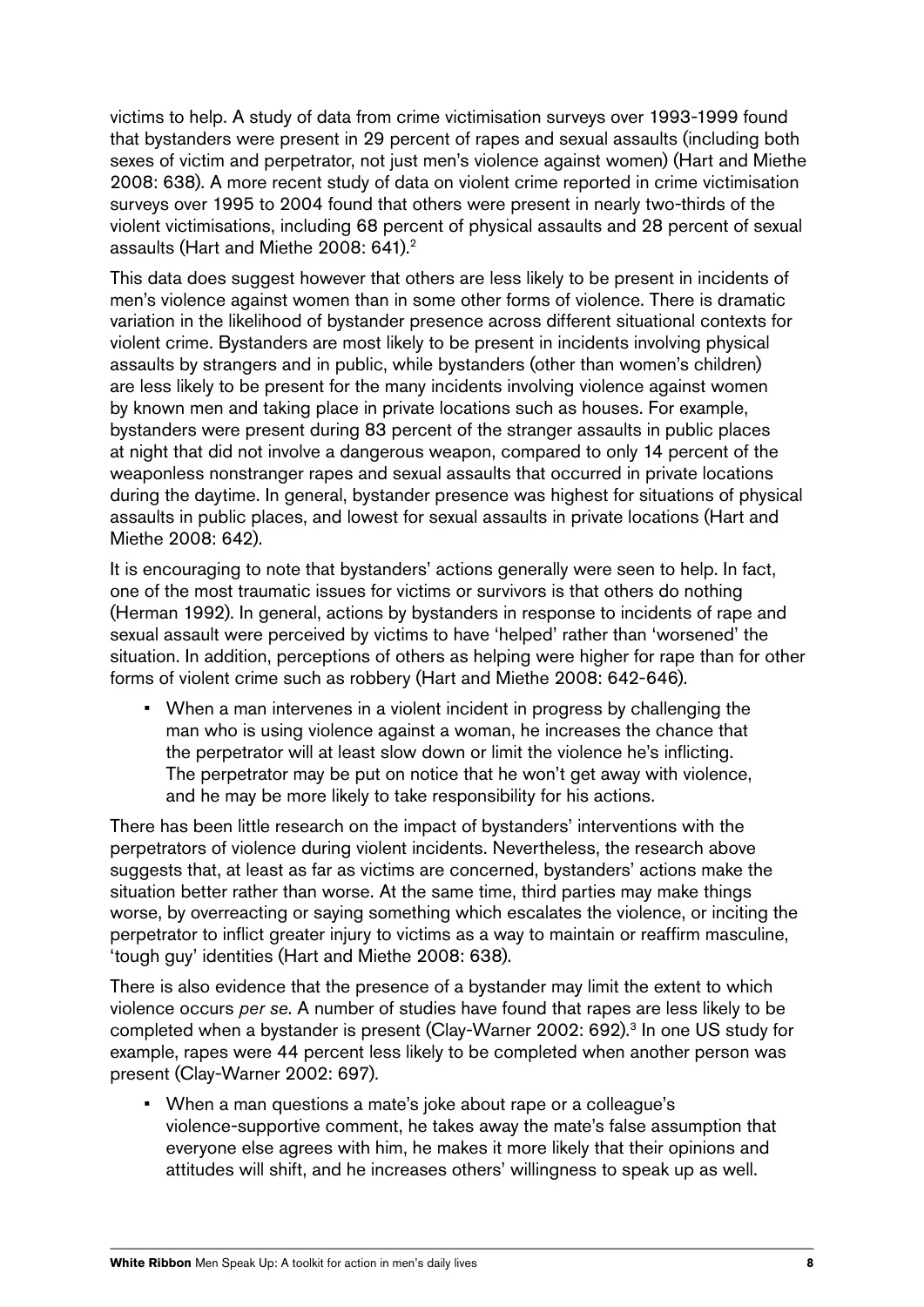victims to help. A study of data from crime victimisation surveys over 1993-1999 found that bystanders were present in 29 percent of rapes and sexual assaults (including both sexes of victim and perpetrator, not just men's violence against women) (Hart and Miethe 2008: 638). A more recent study of data on violent crime reported in crime victimisation surveys over 1995 to 2004 found that others were present in nearly two-thirds of the violent victimisations, including 68 percent of physical assaults and 28 percent of sexual assaults (Hart and Miethe 2008: 641).[2]

This data does suggest however that others are less likely to be present in incidents of men's violence against women than in some other forms of violence. There is dramatic variation in the likelihood of bystander presence across different situational contexts for violent crime. Bystanders are most likely to be present in incidents involving physical assaults by strangers and in public, while bystanders (other than women's children) are less likely to be present for the many incidents involving violence against women by known men and taking place in private locations such as houses. For example, bystanders were present during 83 percent of the stranger assaults in public places at night that did not involve a dangerous weapon, compared to only 14 percent of the weaponless nonstranger rapes and sexual assaults that occurred in private locations during the daytime. In general, bystander presence was highest for situations of physical assaults in public places, and lowest for sexual assaults in private locations (Hart and Miethe 2008: 642).

It is encouraging to note that bystanders' actions generally were seen to help. In fact, one of the most traumatic issues for victims or survivors is that others do nothing (Herman 1992). In general, actions by bystanders in response to incidents of rape and sexual assault were perceived by victims to have 'helped' rather than 'worsened' the situation. In addition, perceptions of others as helping were higher for rape than for other forms of violent crime such as robbery (Hart and Miethe 2008: 642-646).

- When a man intervenes in a violent incident in progress by challenging the man who is using violence against a woman, he increases the chance that the perpetrator will at least slow down or limit the violence he's inflicting. The perpetrator may be put on notice that he won't get away with violence, and he may be more likely to take responsibility for his actions.

There has been little research on the impact of bystanders' interventions with the perpetrators of violence during violent incidents. Nevertheless, the research above suggests that, at least as far as victims are concerned, bystanders' actions make the situation better rather than worse. At the same time, third parties may make things worse, by overreacting or saying something which escalates the violence, or inciting the perpetrator to inflict greater injury to victims as a way to maintain or reaffirm masculine, 'tough guy' identities (Hart and Miethe 2008: 638).

There is also evidence that the presence of a bystander may limit the extent to which violence occurs *per se*. A number of studies have found that rapes are less likely to be completed when a bystander is present (Clay-Warner 2002: 692).[3] In one US study for example, rapes were 44 percent less likely to be completed when another person was present (Clay-Warner 2002: 697).

- When a man questions a mate's joke about rape or a colleague's violence-supportive comment, he takes away the mate's false assumption that everyone else agrees with him, he makes it more likely that their opinions and attitudes will shift, and he increases others' willingness to speak up as well.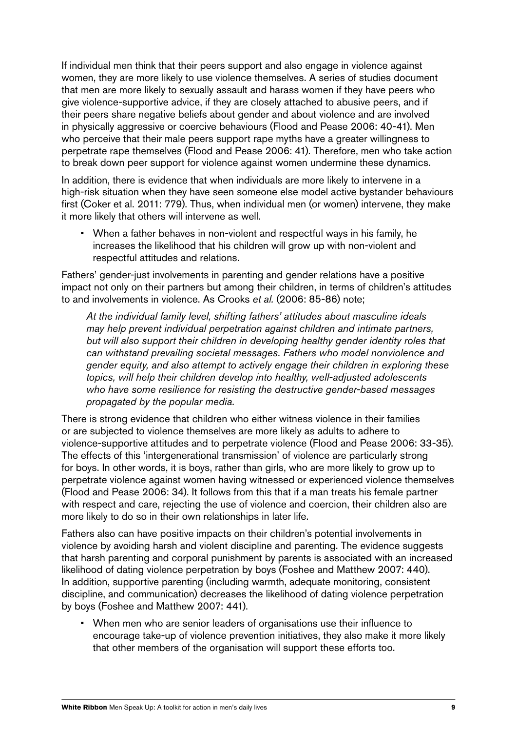If individual men think that their peers support and also engage in violence against women, they are more likely to use violence themselves. A series of studies document that men are more likely to sexually assault and harass women if they have peers who give violence-supportive advice, if they are closely attached to abusive peers, and if their peers share negative beliefs about gender and about violence and are involved in physically aggressive or coercive behaviours (Flood and Pease 2006: 40-41). Men who perceive that their male peers support rape myths have a greater willingness to perpetrate rape themselves (Flood and Pease 2006: 41). Therefore, men who take action to break down peer support for violence against women undermine these dynamics.

In addition, there is evidence that when individuals are more likely to intervene in a high-risk situation when they have seen someone else model active bystander behaviours first (Coker et al. 2011: 779). Thus, when individual men (or women) intervene, they make it more likely that others will intervene as well.

- When a father behaves in non-violent and respectful ways in his family, he increases the likelihood that his children will grow up with non-violent and respectful attitudes and relations.

Fathers' gender-just involvements in parenting and gender relations have a positive impact not only on their partners but among their children, in terms of children's attitudes to and involvements in violence. As Crooks *et al.* (2006: 85-86) note;

> *At the individual family level, shifting fathers' attitudes about masculine ideals may help prevent individual perpetration against children and intimate partners, but will also support their children in developing healthy gender identity roles that can withstand prevailing societal messages. Fathers who model nonviolence and gender equity, and also attempt to actively engage their children in exploring these topics, will help their children develop into healthy, well-adjusted adolescents who have some resilience for resisting the destructive gender-based messages propagated by the popular media.*

There is strong evidence that children who either witness violence in their families or are subjected to violence themselves are more likely as adults to adhere to violence-supportive attitudes and to perpetrate violence (Flood and Pease 2006: 33-35). The effects of this 'intergenerational transmission' of violence are particularly strong for boys. In other words, it is boys, rather than girls, who are more likely to grow up to perpetrate violence against women having witnessed or experienced violence themselves (Flood and Pease 2006: 34). It follows from this that if a man treats his female partner with respect and care, rejecting the use of violence and coercion, their children also are more likely to do so in their own relationships in later life.

Fathers also can have positive impacts on their children's potential involvements in violence by avoiding harsh and violent discipline and parenting. The evidence suggests that harsh parenting and corporal punishment by parents is associated with an increased likelihood of dating violence perpetration by boys (Foshee and Matthew 2007: 440). In addition, supportive parenting (including warmth, adequate monitoring, consistent discipline, and communication) decreases the likelihood of dating violence perpetration by boys (Foshee and Matthew 2007: 441).

- When men who are senior leaders of organisations use their influence to encourage take-up of violence prevention initiatives, they also make it more likely that other members of the organisation will support these efforts too.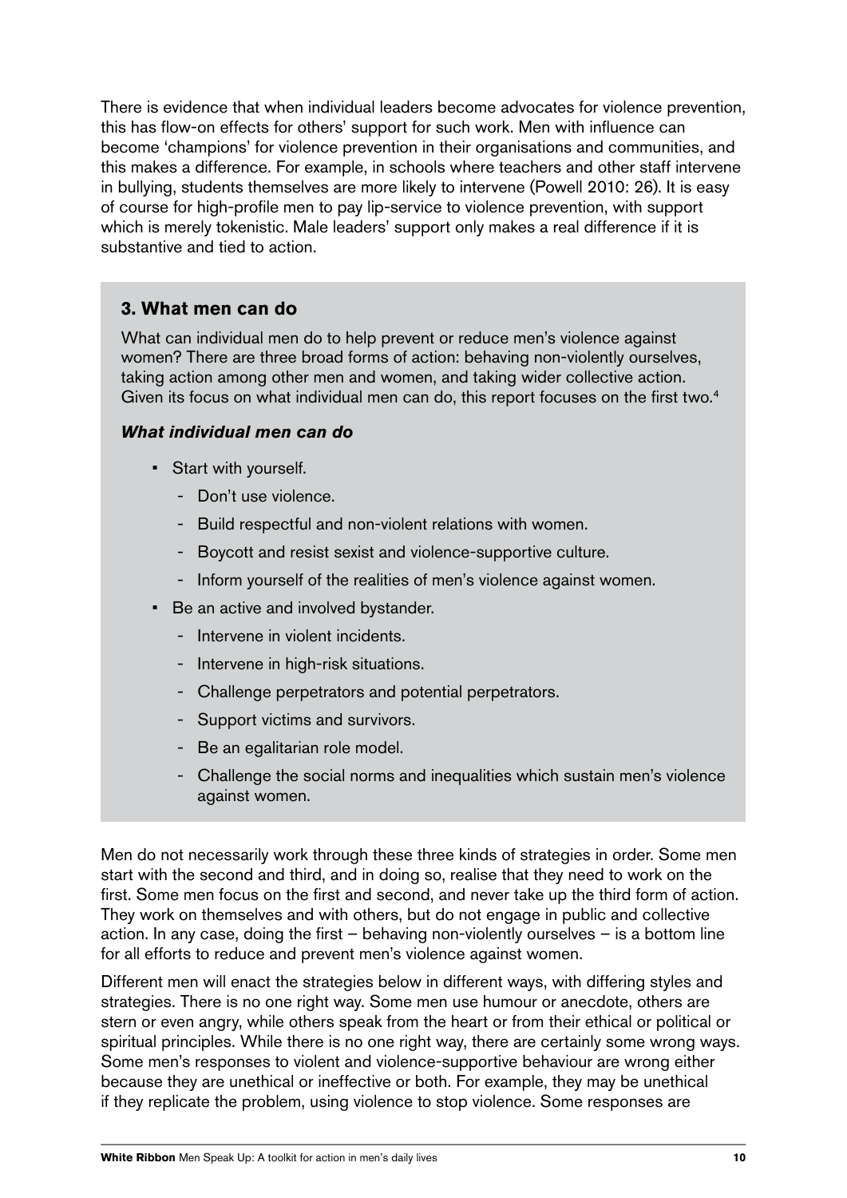There is evidence that when individual leaders become advocates for violence prevention, this has flow-on effects for others' support for such work. Men with influence can become 'champions' for violence prevention in their organisations and communities, and this makes a difference. For example, in schools where teachers and other staff intervene in bullying, students themselves are more likely to intervene (Powell 2010: 26). It is easy of course for high-profile men to pay lip-service to violence prevention, with support which is merely tokenistic. Male leaders' support only makes a real difference if it is substantive and tied to action.

## 3. What men can do

What can individual men do to help prevent or reduce men's violence against women? There are three broad forms of action: behaving non-violently ourselves, taking action among other men and women, and taking wider collective action. Given its focus on what individual men can do, this report focuses on the first two.[4]

### *What individual men can do*

- Start with yourself.
  - Don't use violence.
  - Build respectful and non-violent relations with women.
  - Boycott and resist sexist and violence-supportive culture.
  - Inform yourself of the realities of men's violence against women.
- Be an active and involved bystander.
  - Intervene in violent incidents.
  - Intervene in high-risk situations.
  - Challenge perpetrators and potential perpetrators.
  - Support victims and survivors.
  - Be an egalitarian role model.
  - Challenge the social norms and inequalities which sustain men's violence against women.

Men do not necessarily work through these three kinds of strategies in order. Some men start with the second and third, and in doing so, realise that they need to work on the first. Some men focus on the first and second, and never take up the third form of action. They work on themselves and with others, but do not engage in public and collective action. In any case, doing the first – behaving non-violently ourselves – is a bottom line for all efforts to reduce and prevent men's violence against women.

Different men will enact the strategies below in different ways, with differing styles and strategies. There is no one right way. Some men use humour or anecdote, others are stern or even angry, while others speak from the heart or from their ethical or political or spiritual principles. While there is no one right way, there are certainly some wrong ways. Some men's responses to violent and violence-supportive behaviour are wrong either because they are unethical or ineffective or both. For example, they may be unethical if they replicate the problem, using violence to stop violence. Some responses are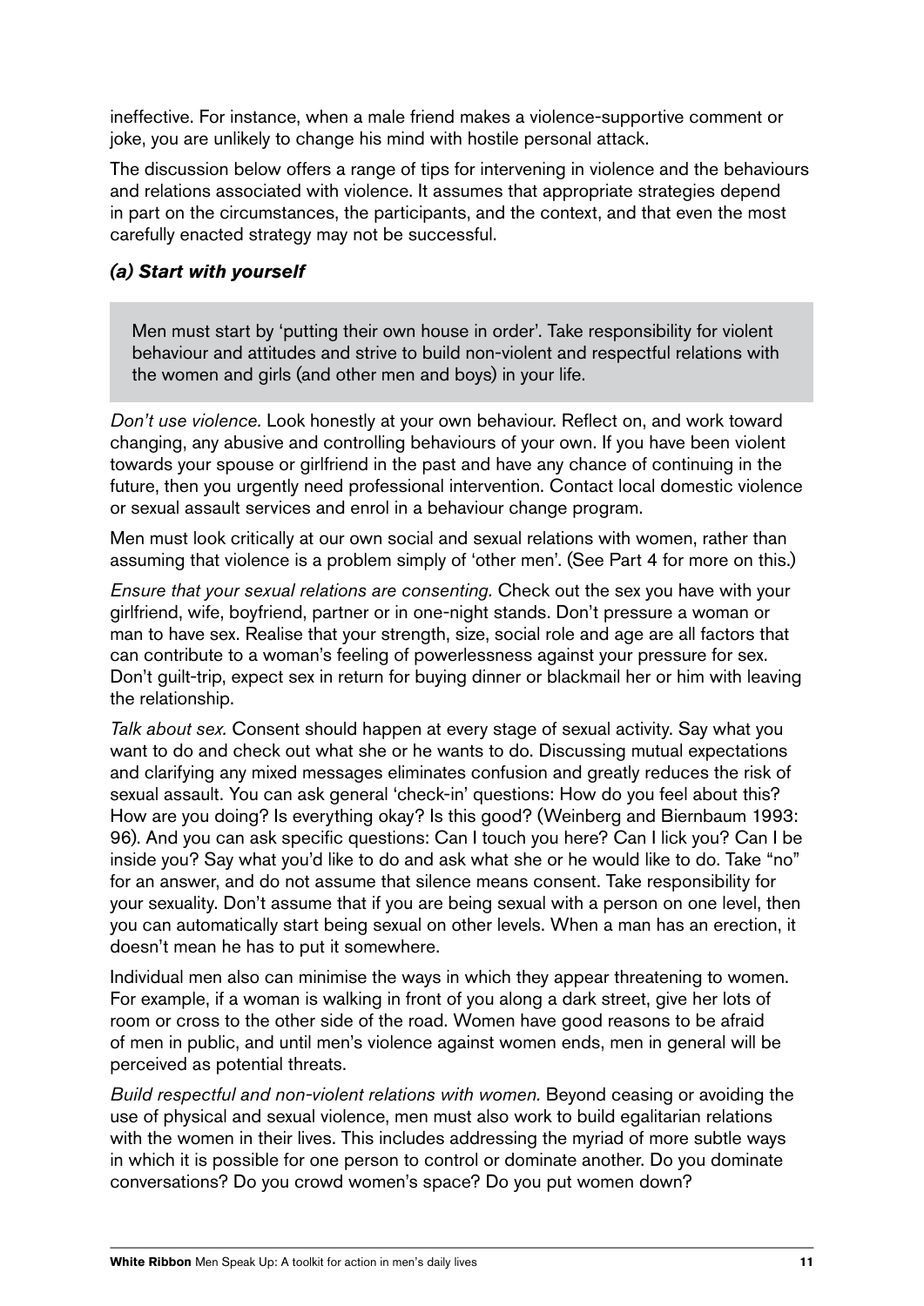ineffective. For instance, when a male friend makes a violence-supportive comment or joke, you are unlikely to change his mind with hostile personal attack.

The discussion below offers a range of tips for intervening in violence and the behaviours and relations associated with violence. It assumes that appropriate strategies depend in part on the circumstances, the participants, and the context, and that even the most carefully enacted strategy may not be successful.

### *(a) Start with yourself*

> Men must start by 'putting their own house in order'. Take responsibility for violent behaviour and attitudes and strive to build non-violent and respectful relations with the women and girls (and other men and boys) in your life.

*Don't use violence.* Look honestly at your own behaviour. Reflect on, and work toward changing, any abusive and controlling behaviours of your own. If you have been violent towards your spouse or girlfriend in the past and have any chance of continuing in the future, then you urgently need professional intervention. Contact local domestic violence or sexual assault services and enrol in a behaviour change program.

Men must look critically at our own social and sexual relations with women, rather than assuming that violence is a problem simply of 'other men'. (See Part 4 for more on this.)

*Ensure that your sexual relations are consenting.* Check out the sex you have with your girlfriend, wife, boyfriend, partner or in one-night stands. Don't pressure a woman or man to have sex. Realise that your strength, size, social role and age are all factors that can contribute to a woman's feeling of powerlessness against your pressure for sex. Don't guilt-trip, expect sex in return for buying dinner or blackmail her or him with leaving the relationship.

*Talk about sex.* Consent should happen at every stage of sexual activity. Say what you want to do and check out what she or he wants to do. Discussing mutual expectations and clarifying any mixed messages eliminates confusion and greatly reduces the risk of sexual assault. You can ask general 'check-in' questions: How do you feel about this? How are you doing? Is everything okay? Is this good? (Weinberg and Biernbaum 1993: 96). And you can ask specific questions: Can I touch you here? Can I lick you? Can I be inside you? Say what you'd like to do and ask what she or he would like to do. Take "no" for an answer, and do not assume that silence means consent. Take responsibility for your sexuality. Don't assume that if you are being sexual with a person on one level, then you can automatically start being sexual on other levels. When a man has an erection, it doesn't mean he has to put it somewhere.

Individual men also can minimise the ways in which they appear threatening to women. For example, if a woman is walking in front of you along a dark street, give her lots of room or cross to the other side of the road. Women have good reasons to be afraid of men in public, and until men's violence against women ends, men in general will be perceived as potential threats.

*Build respectful and non-violent relations with women.* Beyond ceasing or avoiding the use of physical and sexual violence, men must also work to build egalitarian relations with the women in their lives. This includes addressing the myriad of more subtle ways in which it is possible for one person to control or dominate another. Do you dominate conversations? Do you crowd women's space? Do you put women down?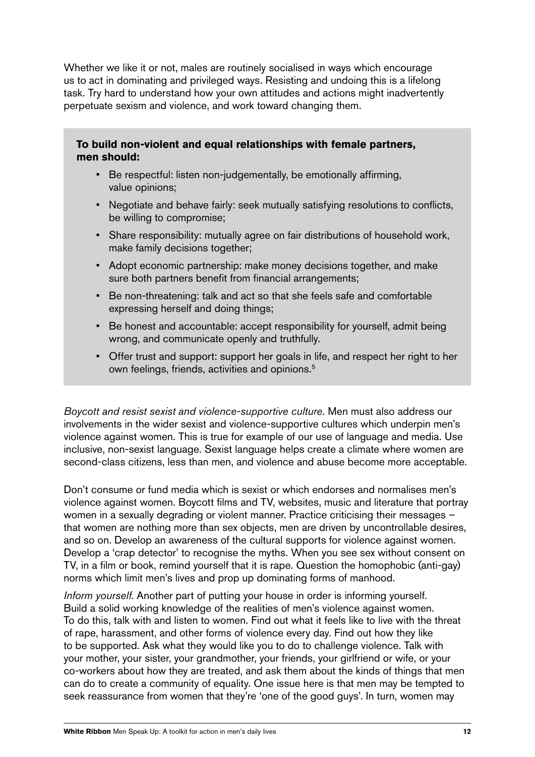Whether we like it or not, males are routinely socialised in ways which encourage us to act in dominating and privileged ways. Resisting and undoing this is a lifelong task. Try hard to understand how your own attitudes and actions might inadvertently perpetuate sexism and violence, and work toward changing them.

**To build non-violent and equal relationships with female partners, men should:**

- Be respectful: listen non-judgementally, be emotionally affirming, value opinions;
- Negotiate and behave fairly: seek mutually satisfying resolutions to conflicts, be willing to compromise;
- Share responsibility: mutually agree on fair distributions of household work, make family decisions together;
- Adopt economic partnership: make money decisions together, and make sure both partners benefit from financial arrangements;
- Be non-threatening: talk and act so that she feels safe and comfortable expressing herself and doing things;
- Be honest and accountable: accept responsibility for yourself, admit being wrong, and communicate openly and truthfully.
- Offer trust and support: support her goals in life, and respect her right to her own feelings, friends, activities and opinions.[5]

*Boycott and resist sexist and violence-supportive culture.* Men must also address our involvements in the wider sexist and violence-supportive cultures which underpin men's violence against women. This is true for example of our use of language and media. Use inclusive, non-sexist language. Sexist language helps create a climate where women are second-class citizens, less than men, and violence and abuse become more acceptable.

Don't consume or fund media which is sexist or which endorses and normalises men's violence against women. Boycott films and TV, websites, music and literature that portray women in a sexually degrading or violent manner. Practice criticising their messages – that women are nothing more than sex objects, men are driven by uncontrollable desires, and so on. Develop an awareness of the cultural supports for violence against women. Develop a 'crap detector' to recognise the myths. When you see sex without consent on TV, in a film or book, remind yourself that it is rape. Question the homophobic (anti-gay) norms which limit men's lives and prop up dominating forms of manhood.

*Inform yourself.* Another part of putting your house in order is informing yourself. Build a solid working knowledge of the realities of men's violence against women. To do this, talk with and listen to women. Find out what it feels like to live with the threat of rape, harassment, and other forms of violence every day. Find out how they like to be supported. Ask what they would like you to do to challenge violence. Talk with your mother, your sister, your grandmother, your friends, your girlfriend or wife, or your co-workers about how they are treated, and ask them about the kinds of things that men can do to create a community of equality. One issue here is that men may be tempted to seek reassurance from women that they're 'one of the good guys'. In turn, women may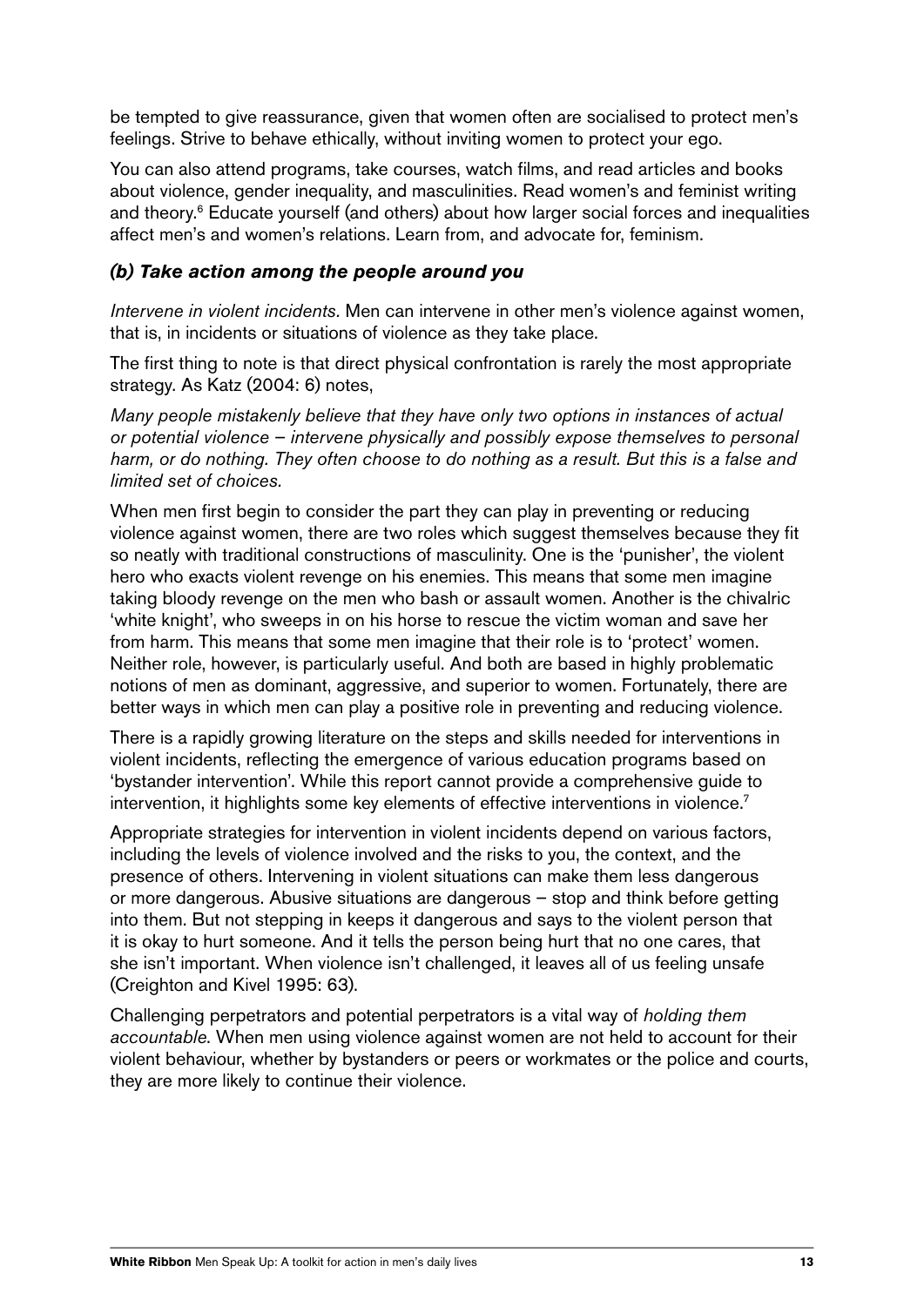be tempted to give reassurance, given that women often are socialised to protect men's feelings. Strive to behave ethically, without inviting women to protect your ego.

You can also attend programs, take courses, watch films, and read articles and books about violence, gender inequality, and masculinities. Read women's and feminist writing and theory.[6] Educate yourself (and others) about how larger social forces and inequalities affect men's and women's relations. Learn from, and advocate for, feminism.

### *(b) Take action among the people around you*

*Intervene in violent incidents*. Men can intervene in other men's violence against women, that is, in incidents or situations of violence as they take place.

The first thing to note is that direct physical confrontation is rarely the most appropriate strategy. As Katz (2004: 6) notes,

*Many people mistakenly believe that they have only two options in instances of actual or potential violence – intervene physically and possibly expose themselves to personal harm, or do nothing. They often choose to do nothing as a result. But this is a false and limited set of choices.*

When men first begin to consider the part they can play in preventing or reducing violence against women, there are two roles which suggest themselves because they fit so neatly with traditional constructions of masculinity. One is the 'punisher', the violent hero who exacts violent revenge on his enemies. This means that some men imagine taking bloody revenge on the men who bash or assault women. Another is the chivalric 'white knight', who sweeps in on his horse to rescue the victim woman and save her from harm. This means that some men imagine that their role is to 'protect' women. Neither role, however, is particularly useful. And both are based in highly problematic notions of men as dominant, aggressive, and superior to women. Fortunately, there are better ways in which men can play a positive role in preventing and reducing violence.

There is a rapidly growing literature on the steps and skills needed for interventions in violent incidents, reflecting the emergence of various education programs based on 'bystander intervention'. While this report cannot provide a comprehensive guide to intervention, it highlights some key elements of effective interventions in violence.[7]

Appropriate strategies for intervention in violent incidents depend on various factors, including the levels of violence involved and the risks to you, the context, and the presence of others. Intervening in violent situations can make them less dangerous or more dangerous. Abusive situations are dangerous – stop and think before getting into them. But not stepping in keeps it dangerous and says to the violent person that it is okay to hurt someone. And it tells the person being hurt that no one cares, that she isn't important. When violence isn't challenged, it leaves all of us feeling unsafe (Creighton and Kivel 1995: 63).

Challenging perpetrators and potential perpetrators is a vital way of *holding them accountable*. When men using violence against women are not held to account for their violent behaviour, whether by bystanders or peers or workmates or the police and courts, they are more likely to continue their violence.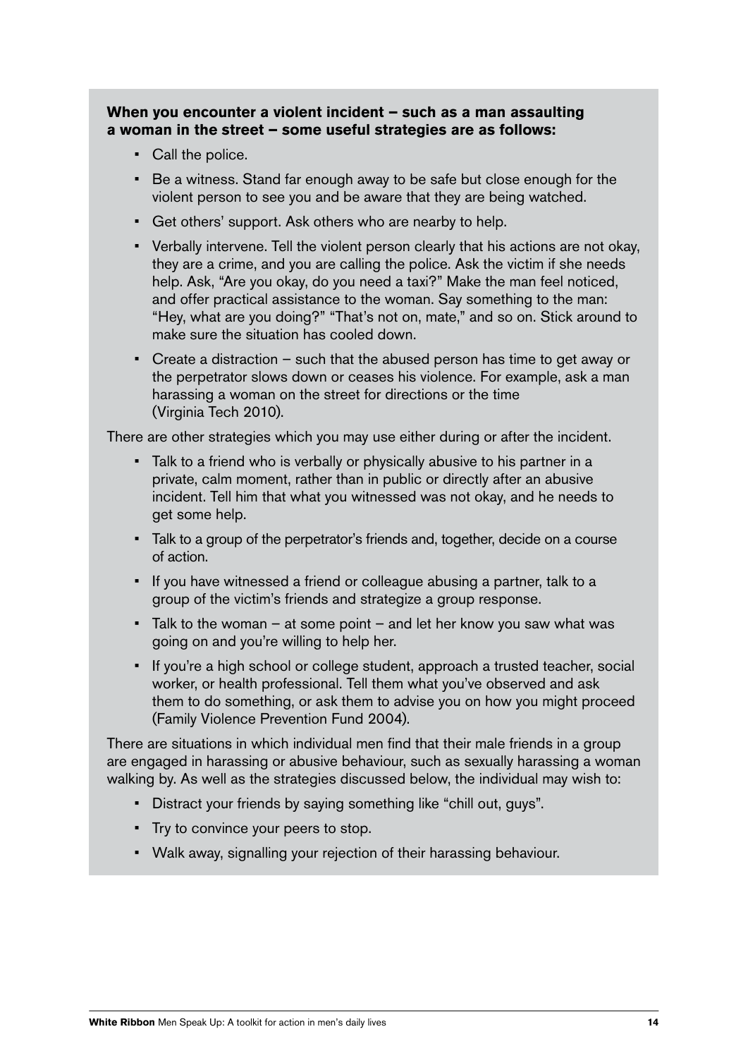**When you encounter a violent incident – such as a man assaulting a woman in the street – some useful strategies are as follows:**

- Call the police.
- Be a witness. Stand far enough away to be safe but close enough for the violent person to see you and be aware that they are being watched.
- Get others' support. Ask others who are nearby to help.
- Verbally intervene. Tell the violent person clearly that his actions are not okay, they are a crime, and you are calling the police. Ask the victim if she needs help. Ask, "Are you okay, do you need a taxi?" Make the man feel noticed, and offer practical assistance to the woman. Say something to the man: "Hey, what are you doing?" "That's not on, mate," and so on. Stick around to make sure the situation has cooled down.
- Create a distraction – such that the abused person has time to get away or the perpetrator slows down or ceases his violence. For example, ask a man harassing a woman on the street for directions or the time (Virginia Tech 2010).

There are other strategies which you may use either during or after the incident.

- Talk to a friend who is verbally or physically abusive to his partner in a private, calm moment, rather than in public or directly after an abusive incident. Tell him that what you witnessed was not okay, and he needs to get some help.
- Talk to a group of the perpetrator's friends and, together, decide on a course of action.
- If you have witnessed a friend or colleague abusing a partner, talk to a group of the victim's friends and strategize a group response.
- Talk to the woman – at some point – and let her know you saw what was going on and you're willing to help her.
- If you're a high school or college student, approach a trusted teacher, social worker, or health professional. Tell them what you've observed and ask them to do something, or ask them to advise you on how you might proceed (Family Violence Prevention Fund 2004).

There are situations in which individual men find that their male friends in a group are engaged in harassing or abusive behaviour, such as sexually harassing a woman walking by. As well as the strategies discussed below, the individual may wish to:

- Distract your friends by saying something like "chill out, guys".
- Try to convince your peers to stop.
- Walk away, signalling your rejection of their harassing behaviour.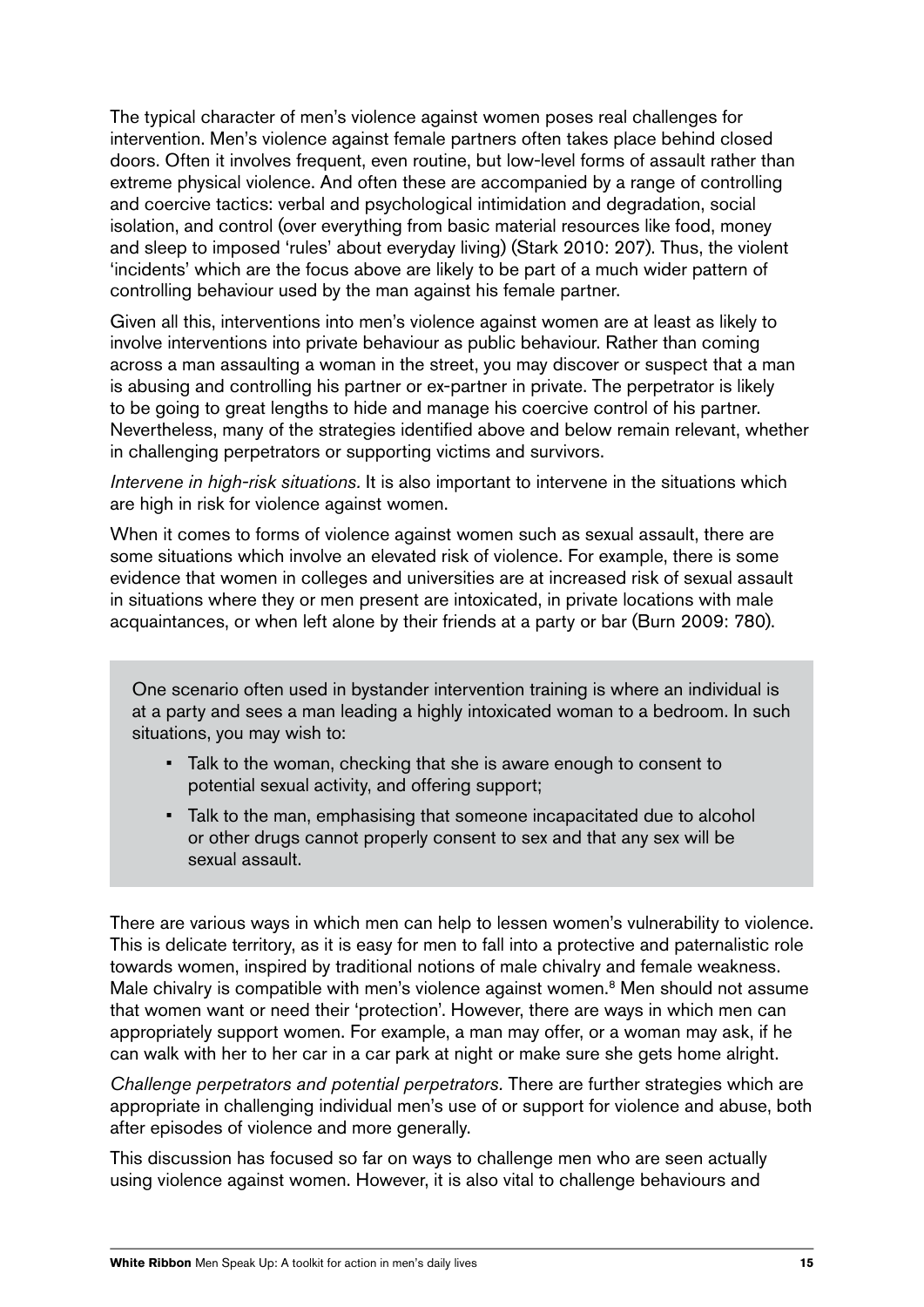The typical character of men's violence against women poses real challenges for intervention. Men's violence against female partners often takes place behind closed doors. Often it involves frequent, even routine, but low-level forms of assault rather than extreme physical violence. And often these are accompanied by a range of controlling and coercive tactics: verbal and psychological intimidation and degradation, social isolation, and control (over everything from basic material resources like food, money and sleep to imposed 'rules' about everyday living) (Stark 2010: 207). Thus, the violent 'incidents' which are the focus above are likely to be part of a much wider pattern of controlling behaviour used by the man against his female partner.

Given all this, interventions into men's violence against women are at least as likely to involve interventions into private behaviour as public behaviour. Rather than coming across a man assaulting a woman in the street, you may discover or suspect that a man is abusing and controlling his partner or ex-partner in private. The perpetrator is likely to be going to great lengths to hide and manage his coercive control of his partner. Nevertheless, many of the strategies identified above and below remain relevant, whether in challenging perpetrators or supporting victims and survivors.

*Intervene in high-risk situations.* It is also important to intervene in the situations which are high in risk for violence against women.

When it comes to forms of violence against women such as sexual assault, there are some situations which involve an elevated risk of violence. For example, there is some evidence that women in colleges and universities are at increased risk of sexual assault in situations where they or men present are intoxicated, in private locations with male acquaintances, or when left alone by their friends at a party or bar (Burn 2009: 780).

> One scenario often used in bystander intervention training is where an individual is at a party and sees a man leading a highly intoxicated woman to a bedroom. In such situations, you may wish to:
>
> - Talk to the woman, checking that she is aware enough to consent to potential sexual activity, and offering support;
> - Talk to the man, emphasising that someone incapacitated due to alcohol or other drugs cannot properly consent to sex and that any sex will be sexual assault.

There are various ways in which men can help to lessen women's vulnerability to violence. This is delicate territory, as it is easy for men to fall into a protective and paternalistic role towards women, inspired by traditional notions of male chivalry and female weakness. Male chivalry is compatible with men's violence against women.[8] Men should not assume that women want or need their 'protection'. However, there are ways in which men can appropriately support women. For example, a man may offer, or a woman may ask, if he can walk with her to her car in a car park at night or make sure she gets home alright.

*Challenge perpetrators and potential perpetrators.* There are further strategies which are appropriate in challenging individual men's use of or support for violence and abuse, both after episodes of violence and more generally.

This discussion has focused so far on ways to challenge men who are seen actually using violence against women. However, it is also vital to challenge behaviours and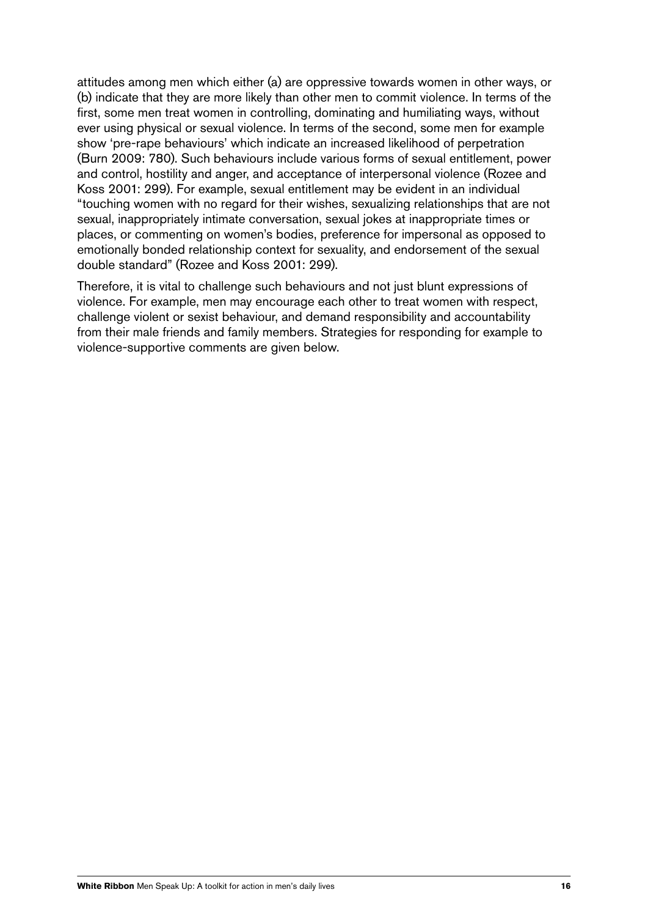attitudes among men which either (a) are oppressive towards women in other ways, or (b) indicate that they are more likely than other men to commit violence. In terms of the first, some men treat women in controlling, dominating and humiliating ways, without ever using physical or sexual violence. In terms of the second, some men for example show 'pre-rape behaviours' which indicate an increased likelihood of perpetration (Burn 2009: 780). Such behaviours include various forms of sexual entitlement, power and control, hostility and anger, and acceptance of interpersonal violence (Rozee and Koss 2001: 299). For example, sexual entitlement may be evident in an individual "touching women with no regard for their wishes, sexualizing relationships that are not sexual, inappropriately intimate conversation, sexual jokes at inappropriate times or places, or commenting on women's bodies, preference for impersonal as opposed to emotionally bonded relationship context for sexuality, and endorsement of the sexual double standard" (Rozee and Koss 2001: 299).

Therefore, it is vital to challenge such behaviours and not just blunt expressions of violence. For example, men may encourage each other to treat women with respect, challenge violent or sexist behaviour, and demand responsibility and accountability from their male friends and family members. Strategies for responding for example to violence-supportive comments are given below.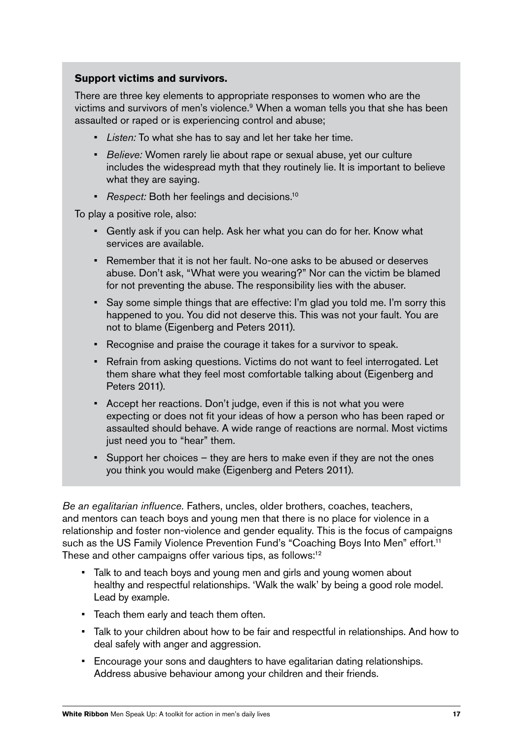**Support victims and survivors.**

There are three key elements to appropriate responses to women who are the victims and survivors of men's violence.[9] When a woman tells you that she has been assaulted or raped or is experiencing control and abuse;

- *Listen:* To what she has to say and let her take her time.
- *Believe:* Women rarely lie about rape or sexual abuse, yet our culture includes the widespread myth that they routinely lie. It is important to believe what they are saying.
- *Respect:* Both her feelings and decisions.[10]

To play a positive role, also:

- Gently ask if you can help. Ask her what you can do for her. Know what services are available.
- Remember that it is not her fault. No-one asks to be abused or deserves abuse. Don't ask, "What were you wearing?" Nor can the victim be blamed for not preventing the abuse. The responsibility lies with the abuser.
- Say some simple things that are effective: I'm glad you told me. I'm sorry this happened to you. You did not deserve this. This was not your fault. You are not to blame (Eigenberg and Peters 2011).
- Recognise and praise the courage it takes for a survivor to speak.
- Refrain from asking questions. Victims do not want to feel interrogated. Let them share what they feel most comfortable talking about (Eigenberg and Peters 2011).
- Accept her reactions. Don't judge, even if this is not what you were expecting or does not fit your ideas of how a person who has been raped or assaulted should behave. A wide range of reactions are normal. Most victims just need you to "hear" them.
- Support her choices – they are hers to make even if they are not the ones you think you would make (Eigenberg and Peters 2011).

*Be an egalitarian influence.* Fathers, uncles, older brothers, coaches, teachers, and mentors can teach boys and young men that there is no place for violence in a relationship and foster non-violence and gender equality. This is the focus of campaigns such as the US Family Violence Prevention Fund's "Coaching Boys Into Men" effort.[11] These and other campaigns offer various tips, as follows:[12]

- Talk to and teach boys and young men and girls and young women about healthy and respectful relationships. 'Walk the walk' by being a good role model. Lead by example.
- Teach them early and teach them often.
- Talk to your children about how to be fair and respectful in relationships. And how to deal safely with anger and aggression.
- Encourage your sons and daughters to have egalitarian dating relationships. Address abusive behaviour among your children and their friends.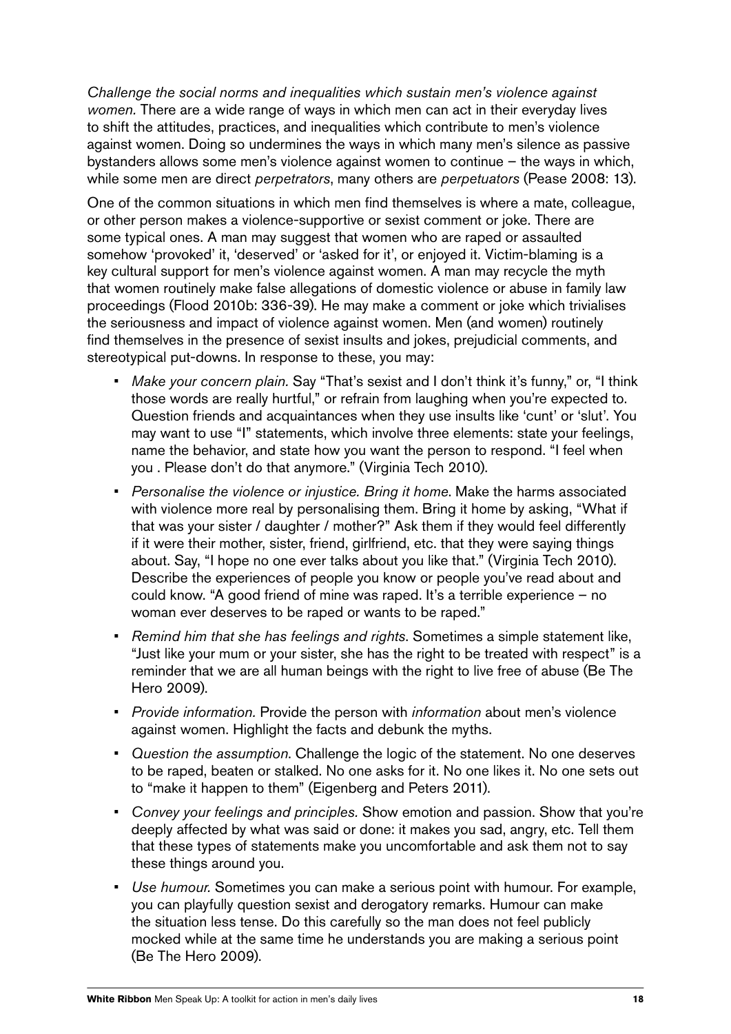*Challenge the social norms and inequalities which sustain men's violence against women.* There are a wide range of ways in which men can act in their everyday lives to shift the attitudes, practices, and inequalities which contribute to men's violence against women. Doing so undermines the ways in which many men's silence as passive bystanders allows some men's violence against women to continue – the ways in which, while some men are direct *perpetrators*, many others are *perpetuators* (Pease 2008: 13).

One of the common situations in which men find themselves is where a mate, colleague, or other person makes a violence-supportive or sexist comment or joke. There are some typical ones. A man may suggest that women who are raped or assaulted somehow 'provoked' it, 'deserved' or 'asked for it', or enjoyed it. Victim-blaming is a key cultural support for men's violence against women. A man may recycle the myth that women routinely make false allegations of domestic violence or abuse in family law proceedings (Flood 2010b: 336-39). He may make a comment or joke which trivialises the seriousness and impact of violence against women. Men (and women) routinely find themselves in the presence of sexist insults and jokes, prejudicial comments, and stereotypical put-downs. In response to these, you may:

- *Make your concern plain.* Say "That's sexist and I don't think it's funny," or, "I think those words are really hurtful," or refrain from laughing when you're expected to. Question friends and acquaintances when they use insults like 'cunt' or 'slut'. You may want to use "I" statements, which involve three elements: state your feelings, name the behavior, and state how you want the person to respond. "I feel when you . Please don't do that anymore." (Virginia Tech 2010).
- *Personalise the violence or injustice. Bring it home*. Make the harms associated with violence more real by personalising them. Bring it home by asking, "What if that was your sister / daughter / mother?" Ask them if they would feel differently if it were their mother, sister, friend, girlfriend, etc. that they were saying things about. Say, "I hope no one ever talks about you like that." (Virginia Tech 2010). Describe the experiences of people you know or people you've read about and could know. "A good friend of mine was raped. It's a terrible experience – no woman ever deserves to be raped or wants to be raped."
- *Remind him that she has feelings and rights*. Sometimes a simple statement like, "Just like your mum or your sister, she has the right to be treated with respect" is a reminder that we are all human beings with the right to live free of abuse (Be The Hero 2009).
- *Provide information.* Provide the person with *information* about men's violence against women. Highlight the facts and debunk the myths.
- *Question the assumption*. Challenge the logic of the statement. No one deserves to be raped, beaten or stalked. No one asks for it. No one likes it. No one sets out to "make it happen to them" (Eigenberg and Peters 2011).
- *Convey your feelings and principles.* Show emotion and passion. Show that you're deeply affected by what was said or done: it makes you sad, angry, etc. Tell them that these types of statements make you uncomfortable and ask them not to say these things around you.
- *Use humour.* Sometimes you can make a serious point with humour. For example, you can playfully question sexist and derogatory remarks. Humour can make the situation less tense. Do this carefully so the man does not feel publicly mocked while at the same time he understands you are making a serious point (Be The Hero 2009).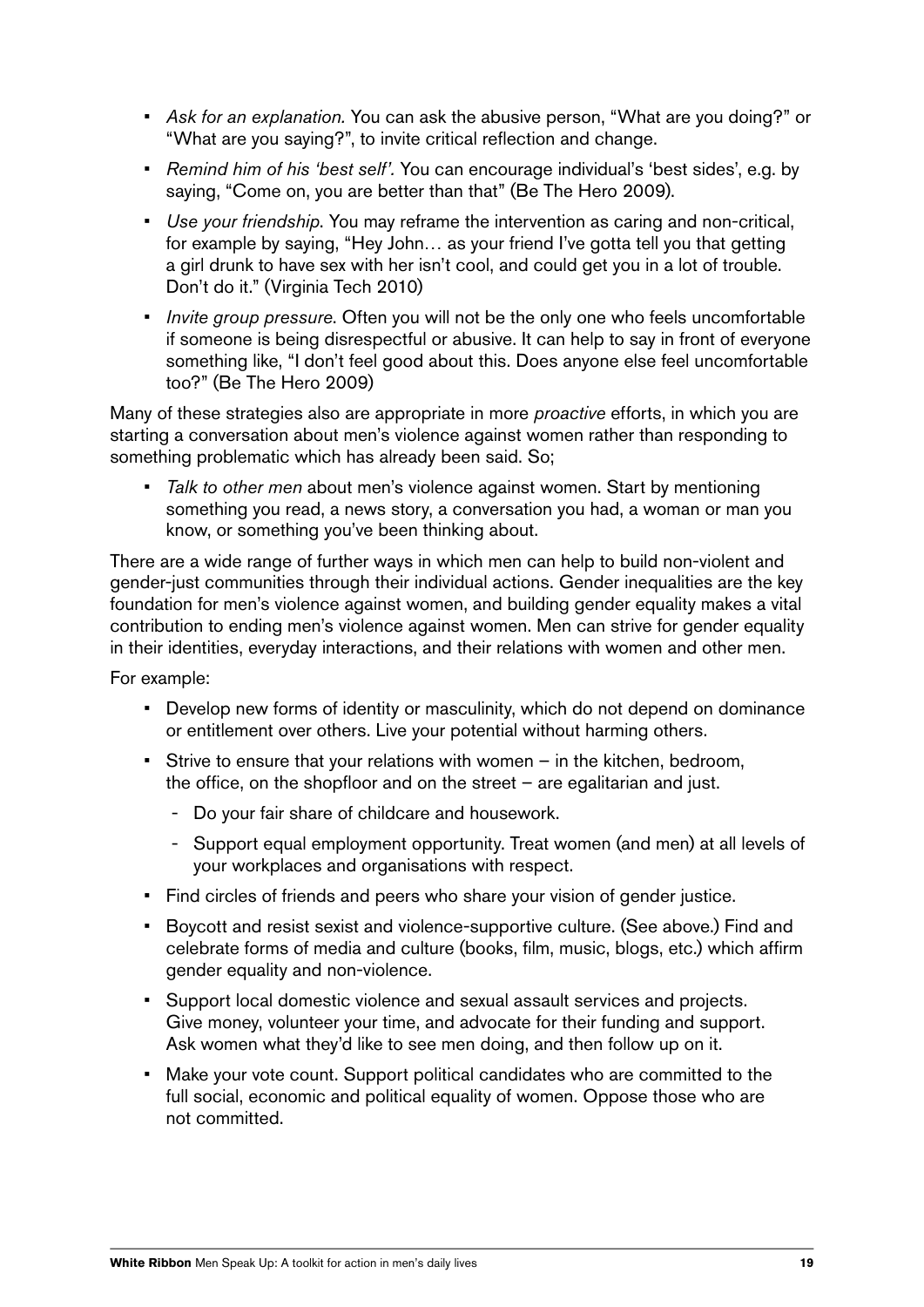- *Ask for an explanation.* You can ask the abusive person, "What are you doing?" or "What are you saying?", to invite critical reflection and change.
- *Remind him of his 'best self'.* You can encourage individual's 'best sides', e.g. by saying, "Come on, you are better than that" (Be The Hero 2009).
- *Use your friendship*. You may reframe the intervention as caring and non-critical, for example by saying, "Hey John… as your friend I've gotta tell you that getting a girl drunk to have sex with her isn't cool, and could get you in a lot of trouble. Don't do it." (Virginia Tech 2010)
- *Invite group pressure*. Often you will not be the only one who feels uncomfortable if someone is being disrespectful or abusive. It can help to say in front of everyone something like, "I don't feel good about this. Does anyone else feel uncomfortable too?" (Be The Hero 2009)

Many of these strategies also are appropriate in more *proactive* efforts, in which you are starting a conversation about men's violence against women rather than responding to something problematic which has already been said. So;

- *Talk to other men* about men's violence against women. Start by mentioning something you read, a news story, a conversation you had, a woman or man you know, or something you've been thinking about.

There are a wide range of further ways in which men can help to build non-violent and gender-just communities through their individual actions. Gender inequalities are the key foundation for men's violence against women, and building gender equality makes a vital contribution to ending men's violence against women. Men can strive for gender equality in their identities, everyday interactions, and their relations with women and other men.

For example:

- Develop new forms of identity or masculinity, which do not depend on dominance or entitlement over others. Live your potential without harming others.
- Strive to ensure that your relations with women – in the kitchen, bedroom, the office, on the shopfloor and on the street – are egalitarian and just.
  - Do your fair share of childcare and housework.
  - Support equal employment opportunity. Treat women (and men) at all levels of your workplaces and organisations with respect.
- Find circles of friends and peers who share your vision of gender justice.
- Boycott and resist sexist and violence-supportive culture. (See above.) Find and celebrate forms of media and culture (books, film, music, blogs, etc.) which affirm gender equality and non-violence.
- Support local domestic violence and sexual assault services and projects. Give money, volunteer your time, and advocate for their funding and support. Ask women what they'd like to see men doing, and then follow up on it.
- Make your vote count. Support political candidates who are committed to the full social, economic and political equality of women. Oppose those who are not committed.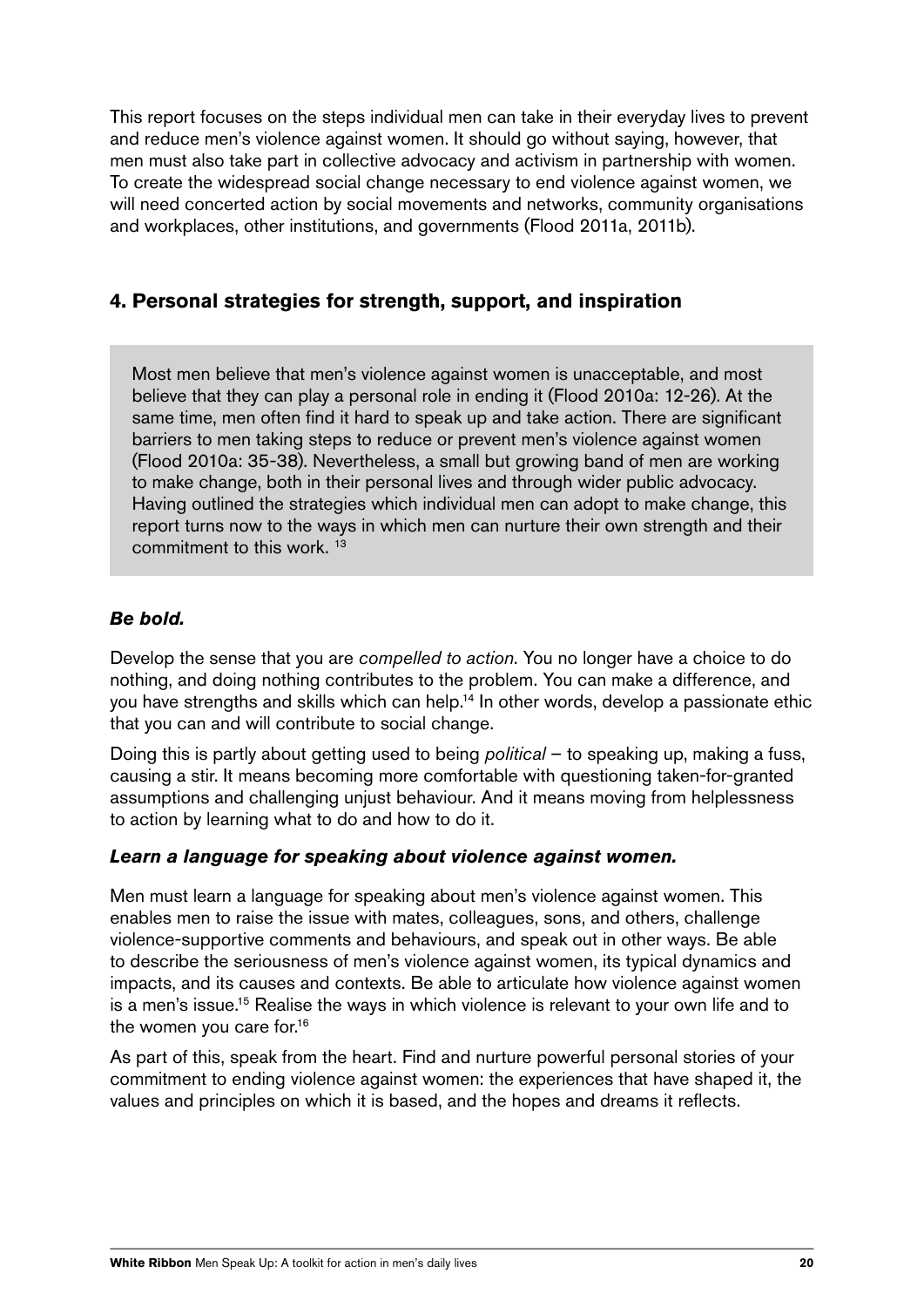This report focuses on the steps individual men can take in their everyday lives to prevent and reduce men's violence against women. It should go without saying, however, that men must also take part in collective advocacy and activism in partnership with women. To create the widespread social change necessary to end violence against women, we will need concerted action by social movements and networks, community organisations and workplaces, other institutions, and governments (Flood 2011a, 2011b).

## 4. Personal strategies for strength, support, and inspiration

Most men believe that men's violence against women is unacceptable, and most believe that they can play a personal role in ending it (Flood 2010a: 12-26). At the same time, men often find it hard to speak up and take action. There are significant barriers to men taking steps to reduce or prevent men's violence against women (Flood 2010a: 35-38). Nevertheless, a small but growing band of men are working to make change, both in their personal lives and through wider public advocacy. Having outlined the strategies which individual men can adopt to make change, this report turns now to the ways in which men can nurture their own strength and their commitment to this work. [13]

### *Be bold.*

Develop the sense that you are *compelled to action*. You no longer have a choice to do nothing, and doing nothing contributes to the problem. You can make a difference, and you have strengths and skills which can help.[14] In other words, develop a passionate ethic that you can and will contribute to social change.

Doing this is partly about getting used to being *political* – to speaking up, making a fuss, causing a stir. It means becoming more comfortable with questioning taken-for-granted assumptions and challenging unjust behaviour. And it means moving from helplessness to action by learning what to do and how to do it.

### *Learn a language for speaking about violence against women.*

Men must learn a language for speaking about men's violence against women. This enables men to raise the issue with mates, colleagues, sons, and others, challenge violence-supportive comments and behaviours, and speak out in other ways. Be able to describe the seriousness of men's violence against women, its typical dynamics and impacts, and its causes and contexts. Be able to articulate how violence against women is a men's issue.[15] Realise the ways in which violence is relevant to your own life and to the women you care for.[16]

As part of this, speak from the heart. Find and nurture powerful personal stories of your commitment to ending violence against women: the experiences that have shaped it, the values and principles on which it is based, and the hopes and dreams it reflects.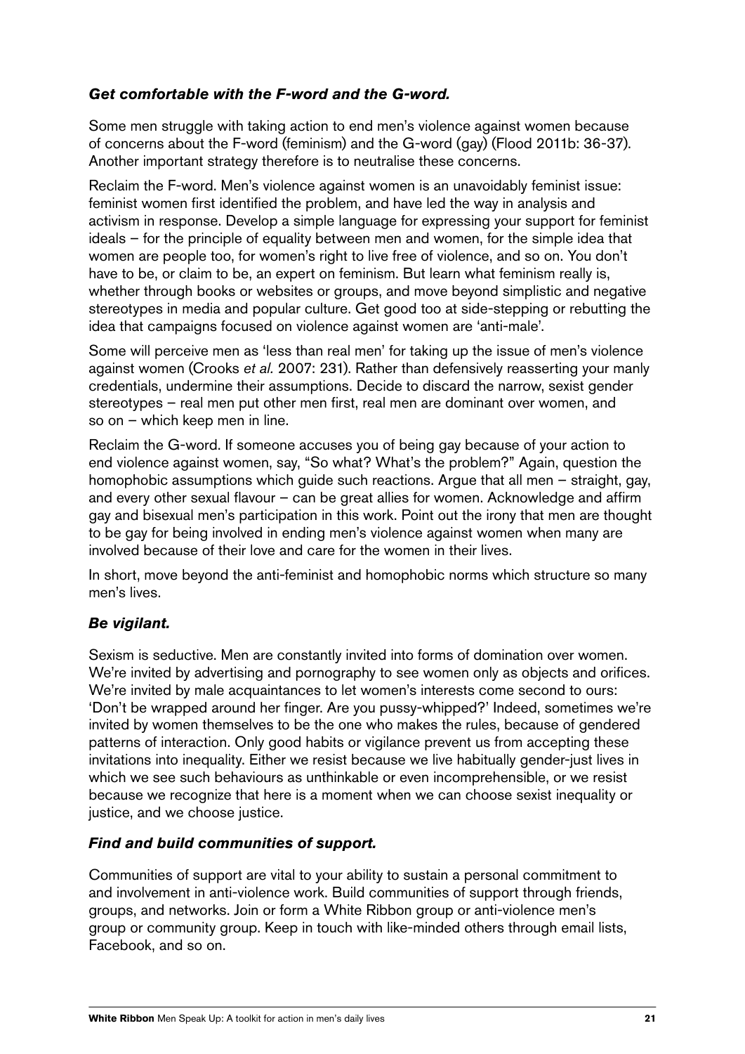### ***Get comfortable with the F-word and the G-word.***

Some men struggle with taking action to end men's violence against women because of concerns about the F-word (feminism) and the G-word (gay) (Flood 2011b: 36-37). Another important strategy therefore is to neutralise these concerns.

Reclaim the F-word. Men's violence against women is an unavoidably feminist issue: feminist women first identified the problem, and have led the way in analysis and activism in response. Develop a simple language for expressing your support for feminist ideals – for the principle of equality between men and women, for the simple idea that women are people too, for women's right to live free of violence, and so on. You don't have to be, or claim to be, an expert on feminism. But learn what feminism really is, whether through books or websites or groups, and move beyond simplistic and negative stereotypes in media and popular culture. Get good too at side-stepping or rebutting the idea that campaigns focused on violence against women are 'anti-male'.

Some will perceive men as 'less than real men' for taking up the issue of men's violence against women (Crooks *et al.* 2007: 231). Rather than defensively reasserting your manly credentials, undermine their assumptions. Decide to discard the narrow, sexist gender stereotypes – real men put other men first, real men are dominant over women, and so on – which keep men in line.

Reclaim the G-word. If someone accuses you of being gay because of your action to end violence against women, say, "So what? What's the problem?" Again, question the homophobic assumptions which guide such reactions. Argue that all men – straight, gay, and every other sexual flavour – can be great allies for women. Acknowledge and affirm gay and bisexual men's participation in this work. Point out the irony that men are thought to be gay for being involved in ending men's violence against women when many are involved because of their love and care for the women in their lives.

In short, move beyond the anti-feminist and homophobic norms which structure so many men's lives.

### ***Be vigilant.***

Sexism is seductive. Men are constantly invited into forms of domination over women. We're invited by advertising and pornography to see women only as objects and orifices. We're invited by male acquaintances to let women's interests come second to ours: 'Don't be wrapped around her finger. Are you pussy-whipped?' Indeed, sometimes we're invited by women themselves to be the one who makes the rules, because of gendered patterns of interaction. Only good habits or vigilance prevent us from accepting these invitations into inequality. Either we resist because we live habitually gender-just lives in which we see such behaviours as unthinkable or even incomprehensible, or we resist because we recognize that here is a moment when we can choose sexist inequality or justice, and we choose justice.

### ***Find and build communities of support.***

Communities of support are vital to your ability to sustain a personal commitment to and involvement in anti-violence work. Build communities of support through friends, groups, and networks. Join or form a White Ribbon group or anti-violence men's group or community group. Keep in touch with like-minded others through email lists, Facebook, and so on.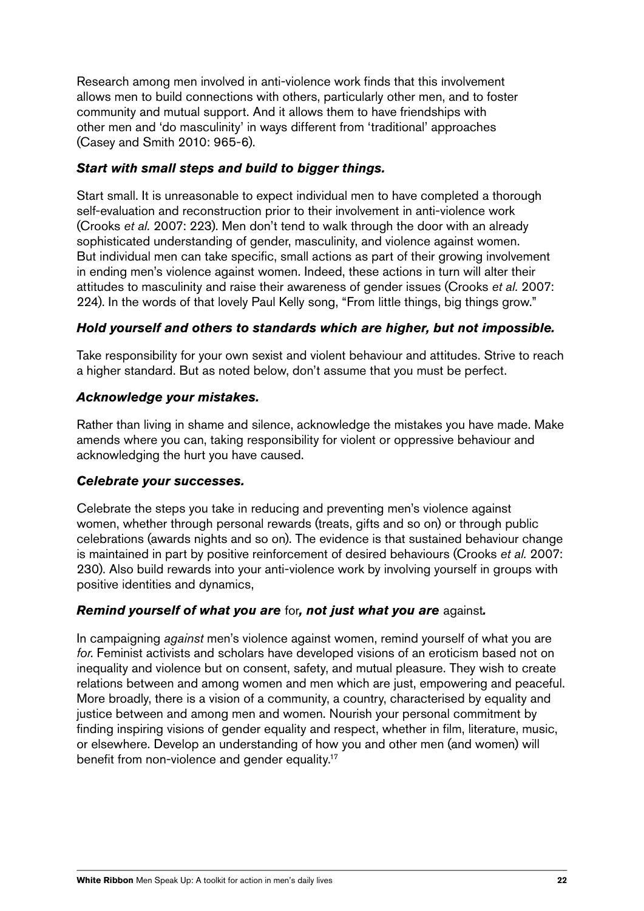Research among men involved in anti-violence work finds that this involvement allows men to build connections with others, particularly other men, and to foster community and mutual support. And it allows them to have friendships with other men and 'do masculinity' in ways different from 'traditional' approaches (Casey and Smith 2010: 965-6).

***Start with small steps and build to bigger things.***

Start small. It is unreasonable to expect individual men to have completed a thorough self-evaluation and reconstruction prior to their involvement in anti-violence work (Crooks *et al.* 2007: 223). Men don't tend to walk through the door with an already sophisticated understanding of gender, masculinity, and violence against women. But individual men can take specific, small actions as part of their growing involvement in ending men's violence against women. Indeed, these actions in turn will alter their attitudes to masculinity and raise their awareness of gender issues (Crooks *et al.* 2007: 224). In the words of that lovely Paul Kelly song, "From little things, big things grow."

***Hold yourself and others to standards which are higher, but not impossible.***

Take responsibility for your own sexist and violent behaviour and attitudes. Strive to reach a higher standard. But as noted below, don't assume that you must be perfect.

***Acknowledge your mistakes.***

Rather than living in shame and silence, acknowledge the mistakes you have made. Make amends where you can, taking responsibility for violent or oppressive behaviour and acknowledging the hurt you have caused.

***Celebrate your successes.***

Celebrate the steps you take in reducing and preventing men's violence against women, whether through personal rewards (treats, gifts and so on) or through public celebrations (awards nights and so on). The evidence is that sustained behaviour change is maintained in part by positive reinforcement of desired behaviours (Crooks *et al.* 2007: 230). Also build rewards into your anti-violence work by involving yourself in groups with positive identities and dynamics,

***Remind yourself of what you are* for*, not just what you are* against*.***

In campaigning *against* men's violence against women, remind yourself of what you are *for*. Feminist activists and scholars have developed visions of an eroticism based not on inequality and violence but on consent, safety, and mutual pleasure. They wish to create relations between and among women and men which are just, empowering and peaceful. More broadly, there is a vision of a community, a country, characterised by equality and justice between and among men and women. Nourish your personal commitment by finding inspiring visions of gender equality and respect, whether in film, literature, music, or elsewhere. Develop an understanding of how you and other men (and women) will benefit from non-violence and gender equality.[17]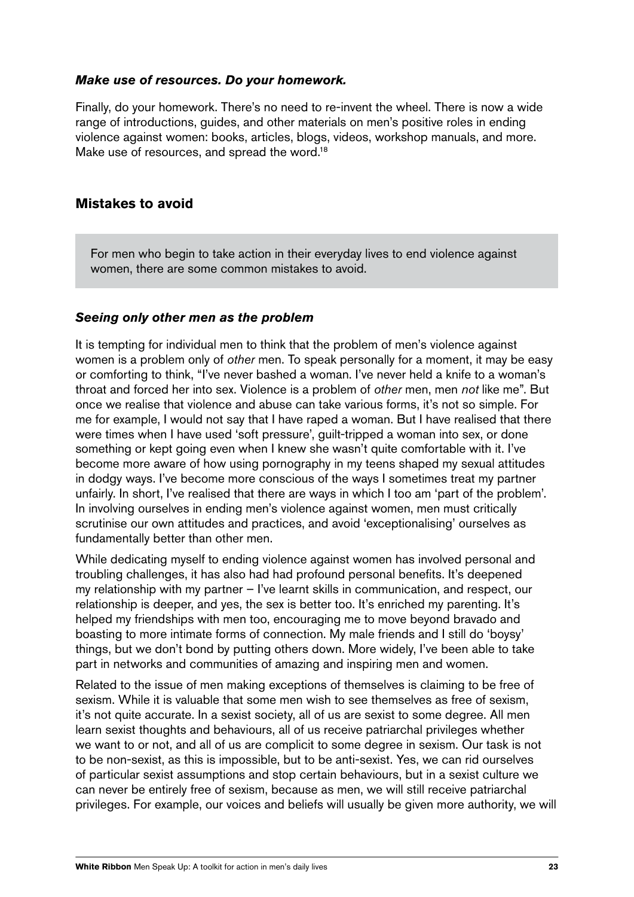### *Make use of resources. Do your homework.*

Finally, do your homework. There's no need to re-invent the wheel. There is now a wide range of introductions, guides, and other materials on men's positive roles in ending violence against women: books, articles, blogs, videos, workshop manuals, and more. Make use of resources, and spread the word.[18]

## Mistakes to avoid

For men who begin to take action in their everyday lives to end violence against women, there are some common mistakes to avoid.

### *Seeing only other men as the problem*

It is tempting for individual men to think that the problem of men's violence against women is a problem only of *other* men. To speak personally for a moment, it may be easy or comforting to think, "I've never bashed a woman. I've never held a knife to a woman's throat and forced her into sex. Violence is a problem of *other* men, men *not* like me". But once we realise that violence and abuse can take various forms, it's not so simple. For me for example, I would not say that I have raped a woman. But I have realised that there were times when I have used 'soft pressure', guilt-tripped a woman into sex, or done something or kept going even when I knew she wasn't quite comfortable with it. I've become more aware of how using pornography in my teens shaped my sexual attitudes in dodgy ways. I've become more conscious of the ways I sometimes treat my partner unfairly. In short, I've realised that there are ways in which I too am 'part of the problem'. In involving ourselves in ending men's violence against women, men must critically scrutinise our own attitudes and practices, and avoid 'exceptionalising' ourselves as fundamentally better than other men.

While dedicating myself to ending violence against women has involved personal and troubling challenges, it has also had had profound personal benefits. It's deepened my relationship with my partner – I've learnt skills in communication, and respect, our relationship is deeper, and yes, the sex is better too. It's enriched my parenting. It's helped my friendships with men too, encouraging me to move beyond bravado and boasting to more intimate forms of connection. My male friends and I still do 'boysy' things, but we don't bond by putting others down. More widely, I've been able to take part in networks and communities of amazing and inspiring men and women.

Related to the issue of men making exceptions of themselves is claiming to be free of sexism. While it is valuable that some men wish to see themselves as free of sexism, it's not quite accurate. In a sexist society, all of us are sexist to some degree. All men learn sexist thoughts and behaviours, all of us receive patriarchal privileges whether we want to or not, and all of us are complicit to some degree in sexism. Our task is not to be non-sexist, as this is impossible, but to be anti-sexist. Yes, we can rid ourselves of particular sexist assumptions and stop certain behaviours, but in a sexist culture we can never be entirely free of sexism, because as men, we will still receive patriarchal privileges. For example, our voices and beliefs will usually be given more authority, we will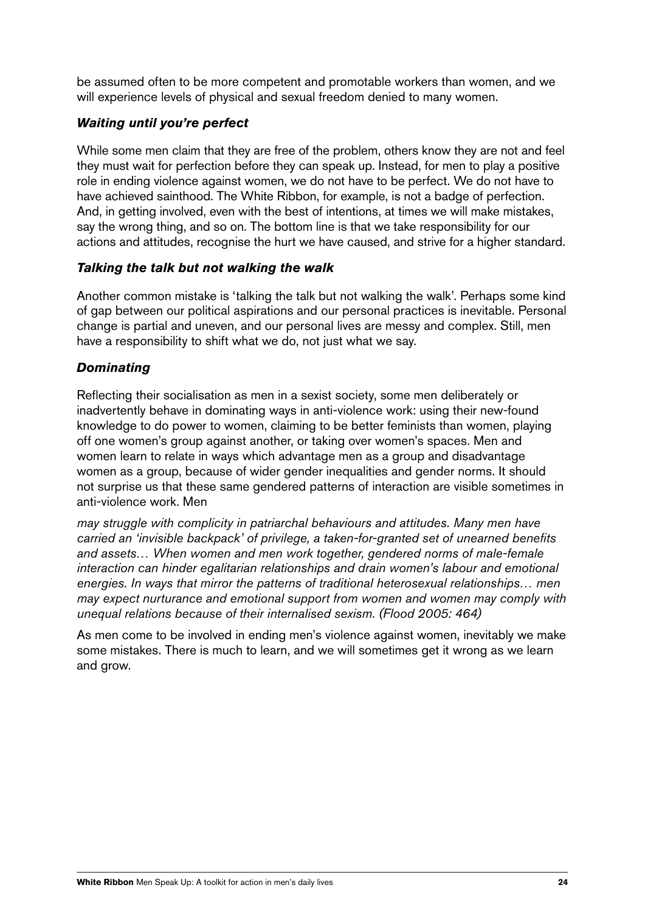be assumed often to be more competent and promotable workers than women, and we will experience levels of physical and sexual freedom denied to many women.

### *Waiting until you're perfect*

While some men claim that they are free of the problem, others know they are not and feel they must wait for perfection before they can speak up. Instead, for men to play a positive role in ending violence against women, we do not have to be perfect. We do not have to have achieved sainthood. The White Ribbon, for example, is not a badge of perfection. And, in getting involved, even with the best of intentions, at times we will make mistakes, say the wrong thing, and so on. The bottom line is that we take responsibility for our actions and attitudes, recognise the hurt we have caused, and strive for a higher standard.

### *Talking the talk but not walking the walk*

Another common mistake is 'talking the talk but not walking the walk'. Perhaps some kind of gap between our political aspirations and our personal practices is inevitable. Personal change is partial and uneven, and our personal lives are messy and complex. Still, men have a responsibility to shift what we do, not just what we say.

### *Dominating*

Reflecting their socialisation as men in a sexist society, some men deliberately or inadvertently behave in dominating ways in anti-violence work: using their new-found knowledge to do power to women, claiming to be better feminists than women, playing off one women's group against another, or taking over women's spaces. Men and women learn to relate in ways which advantage men as a group and disadvantage women as a group, because of wider gender inequalities and gender norms. It should not surprise us that these same gendered patterns of interaction are visible sometimes in anti-violence work. Men

*may struggle with complicity in patriarchal behaviours and attitudes. Many men have carried an 'invisible backpack' of privilege, a taken-for-granted set of unearned benefits and assets… When women and men work together, gendered norms of male-female interaction can hinder egalitarian relationships and drain women's labour and emotional energies. In ways that mirror the patterns of traditional heterosexual relationships… men may expect nurturance and emotional support from women and women may comply with unequal relations because of their internalised sexism. (Flood 2005: 464)*

As men come to be involved in ending men's violence against women, inevitably we make some mistakes. There is much to learn, and we will sometimes get it wrong as we learn and grow.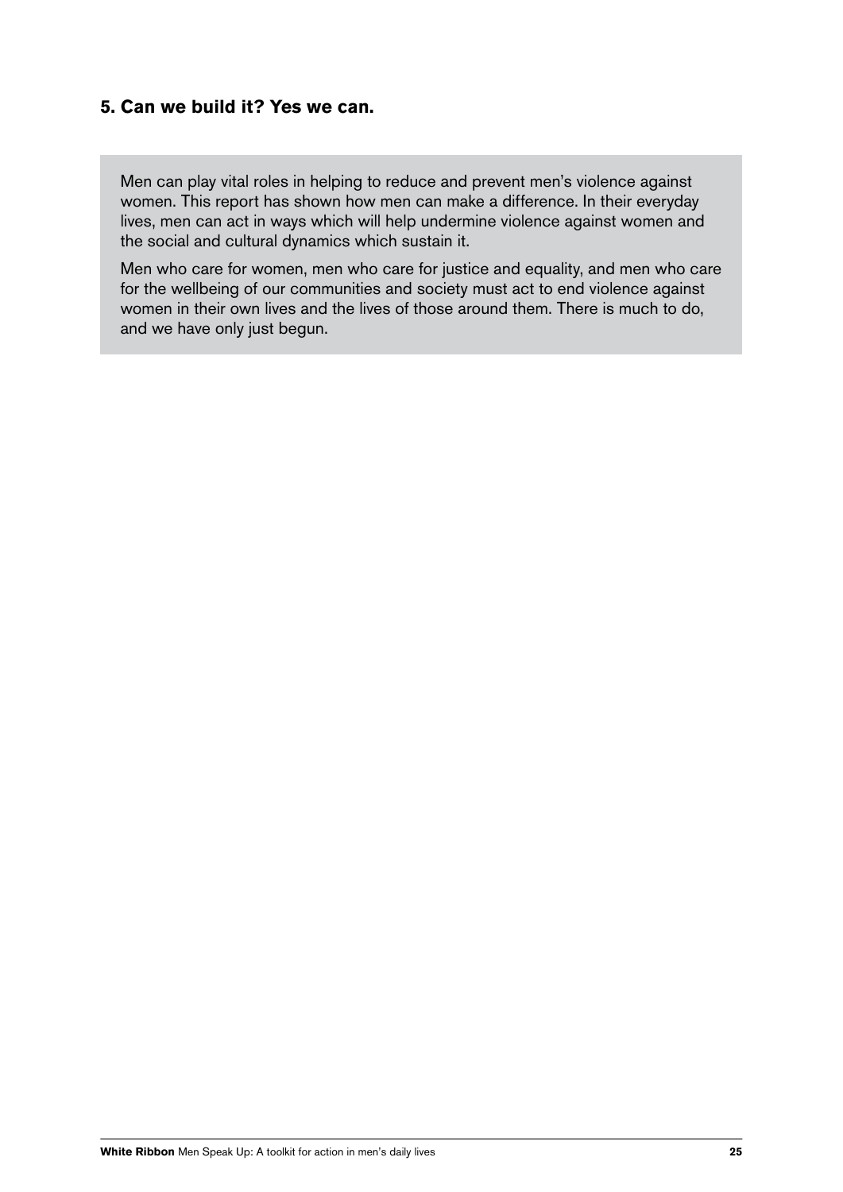## 5. Can we build it? Yes we can.

Men can play vital roles in helping to reduce and prevent men's violence against women. This report has shown how men can make a difference. In their everyday lives, men can act in ways which will help undermine violence against women and the social and cultural dynamics which sustain it.

Men who care for women, men who care for justice and equality, and men who care for the wellbeing of our communities and society must act to end violence against women in their own lives and the lives of those around them. There is much to do, and we have only just begun.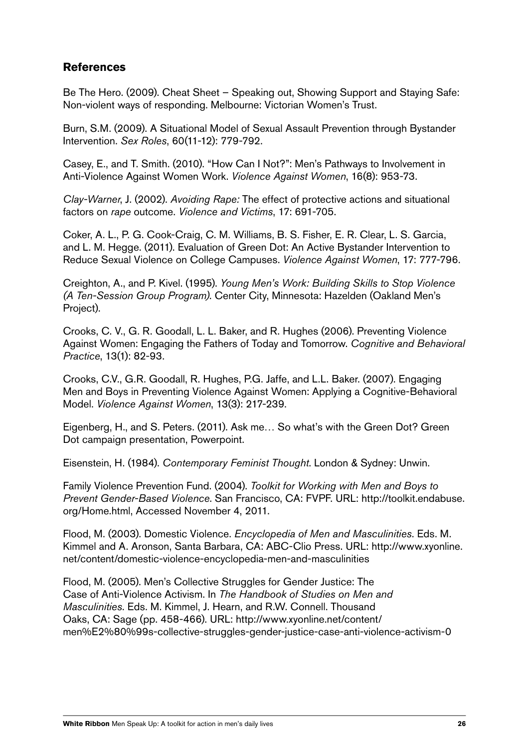## References

Be The Hero. (2009). Cheat Sheet – Speaking out, Showing Support and Staying Safe: Non-violent ways of responding. Melbourne: Victorian Women's Trust.

Burn, S.M. (2009). A Situational Model of Sexual Assault Prevention through Bystander Intervention. *Sex Roles*, 60(11-12): 779-792.

Casey, E., and T. Smith. (2010). "How Can I Not?": Men's Pathways to Involvement in Anti-Violence Against Women Work. *Violence Against Women*, 16(8): 953-73.

*Clay-Warner*, J. (2002). *Avoiding Rape:* The effect of protective actions and situational factors on *rape* outcome. *Violence and Victims*, 17: 691-705.

Coker, A. L., P. G. Cook-Craig, C. M. Williams, B. S. Fisher, E. R. Clear, L. S. Garcia, and L. M. Hegge. (2011). Evaluation of Green Dot: An Active Bystander Intervention to Reduce Sexual Violence on College Campuses. *Violence Against Women*, 17: 777-796.

Creighton, A., and P. Kivel. (1995). *Young Men's Work: Building Skills to Stop Violence (A Ten-Session Group Program)*. Center City, Minnesota: Hazelden (Oakland Men's Project).

Crooks, C. V., G. R. Goodall, L. L. Baker, and R. Hughes (2006). Preventing Violence Against Women: Engaging the Fathers of Today and Tomorrow. *Cognitive and Behavioral Practice*, 13(1): 82-93.

Crooks, C.V., G.R. Goodall, R. Hughes, P.G. Jaffe, and L.L. Baker. (2007). Engaging Men and Boys in Preventing Violence Against Women: Applying a Cognitive-Behavioral Model. *Violence Against Women*, 13(3): 217-239.

Eigenberg, H., and S. Peters. (2011). Ask me… So what's with the Green Dot? Green Dot campaign presentation, Powerpoint.

Eisenstein, H. (1984). *Contemporary Feminist Thought*. London & Sydney: Unwin.

Family Violence Prevention Fund. (2004). *Toolkit for Working with Men and Boys to Prevent Gender-Based Violence*. San Francisco, CA: FVPF. URL: http://toolkit.endabuse.org/Home.html, Accessed November 4, 2011.

Flood, M. (2003). Domestic Violence. *Encyclopedia of Men and Masculinities*. Eds. M. Kimmel and A. Aronson, Santa Barbara, CA: ABC-Clio Press. URL: http://www.xyonline.net/content/domestic-violence-encyclopedia-men-and-masculinities

Flood, M. (2005). Men's Collective Struggles for Gender Justice: The Case of Anti-Violence Activism. In *The Handbook of Studies on Men and Masculinities*. Eds. M. Kimmel, J. Hearn, and R.W. Connell. Thousand Oaks, CA: Sage (pp. 458-466). URL: http://www.xyonline.net/content/men%E2%80%99s-collective-struggles-gender-justice-case-anti-violence-activism-0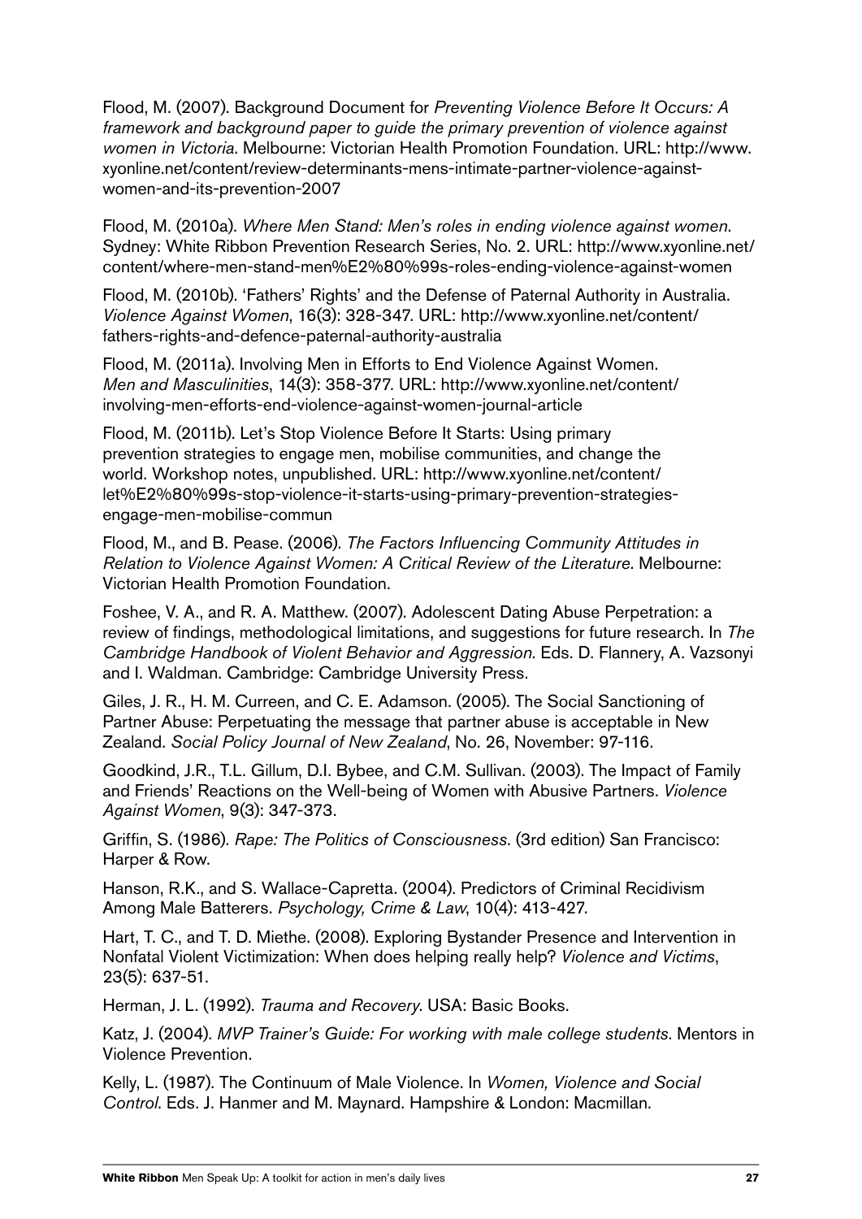Flood, M. (2007). Background Document for *Preventing Violence Before It Occurs: A framework and background paper to guide the primary prevention of violence against women in Victoria*. Melbourne: Victorian Health Promotion Foundation. URL: http://www.xyonline.net/content/review-determinants-mens-intimate-partner-violence-against-women-and-its-prevention-2007

Flood, M. (2010a). *Where Men Stand: Men's roles in ending violence against women*. Sydney: White Ribbon Prevention Research Series, No. 2. URL: http://www.xyonline.net/content/where-men-stand-men%E2%80%99s-roles-ending-violence-against-women

Flood, M. (2010b). 'Fathers' Rights' and the Defense of Paternal Authority in Australia. *Violence Against Women*, 16(3): 328-347. URL: http://www.xyonline.net/content/fathers-rights-and-defence-paternal-authority-australia

Flood, M. (2011a). Involving Men in Efforts to End Violence Against Women. *Men and Masculinities*, 14(3): 358-377. URL: http://www.xyonline.net/content/involving-men-efforts-end-violence-against-women-journal-article

Flood, M. (2011b). Let's Stop Violence Before It Starts: Using primary prevention strategies to engage men, mobilise communities, and change the world. Workshop notes, unpublished. URL: http://www.xyonline.net/content/let%E2%80%99s-stop-violence-it-starts-using-primary-prevention-strategies-engage-men-mobilise-commun

Flood, M., and B. Pease. (2006). *The Factors Influencing Community Attitudes in Relation to Violence Against Women: A Critical Review of the Literature*. Melbourne: Victorian Health Promotion Foundation.

Foshee, V. A., and R. A. Matthew. (2007). Adolescent Dating Abuse Perpetration: a review of findings, methodological limitations, and suggestions for future research. In *The Cambridge Handbook of Violent Behavior and Aggression*. Eds. D. Flannery, A. Vazsonyi and I. Waldman. Cambridge: Cambridge University Press.

Giles, J. R., H. M. Curreen, and C. E. Adamson. (2005). The Social Sanctioning of Partner Abuse: Perpetuating the message that partner abuse is acceptable in New Zealand. *Social Policy Journal of New Zealand*, No. 26, November: 97-116.

Goodkind, J.R., T.L. Gillum, D.I. Bybee, and C.M. Sullivan. (2003). The Impact of Family and Friends' Reactions on the Well-being of Women with Abusive Partners. *Violence Against Women*, 9(3): 347-373.

Griffin, S. (1986). *Rape: The Politics of Consciousness*. (3rd edition) San Francisco: Harper & Row.

Hanson, R.K., and S. Wallace-Capretta. (2004). Predictors of Criminal Recidivism Among Male Batterers. *Psychology, Crime & Law*, 10(4): 413-427.

Hart, T. C., and T. D. Miethe. (2008). Exploring Bystander Presence and Intervention in Nonfatal Violent Victimization: When does helping really help? *Violence and Victims*, 23(5): 637-51.

Herman, J. L. (1992). *Trauma and Recovery*. USA: Basic Books.

Katz, J. (2004). *MVP Trainer's Guide: For working with male college students*. Mentors in Violence Prevention.

Kelly, L. (1987). The Continuum of Male Violence. In *Women, Violence and Social Control*. Eds. J. Hanmer and M. Maynard. Hampshire & London: Macmillan.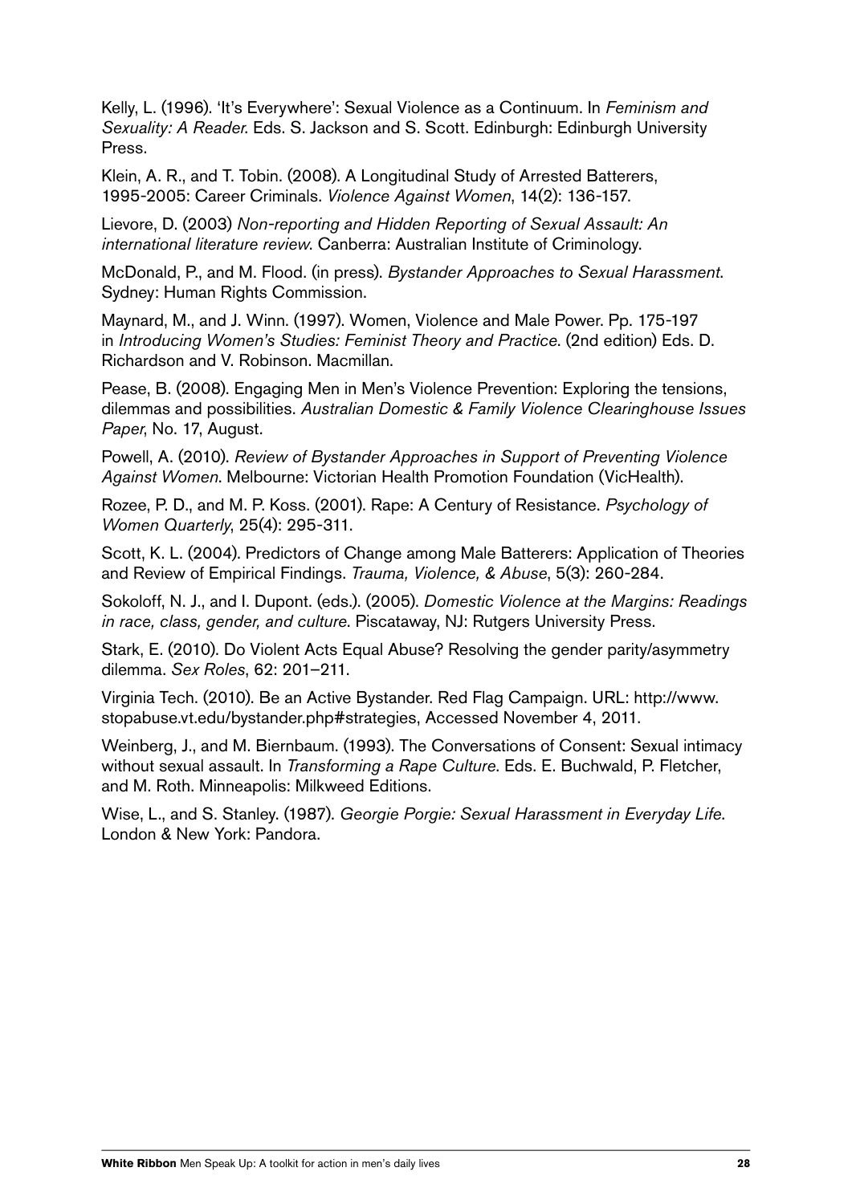Kelly, L. (1996). 'It's Everywhere': Sexual Violence as a Continuum. In *Feminism and Sexuality: A Reader*. Eds. S. Jackson and S. Scott. Edinburgh: Edinburgh University Press.

Klein, A. R., and T. Tobin. (2008). A Longitudinal Study of Arrested Batterers, 1995-2005: Career Criminals. *Violence Against Women*, 14(2): 136-157.

Lievore, D. (2003) *Non-reporting and Hidden Reporting of Sexual Assault: An international literature review*. Canberra: Australian Institute of Criminology.

McDonald, P., and M. Flood. (in press). *Bystander Approaches to Sexual Harassment*. Sydney: Human Rights Commission.

Maynard, M., and J. Winn. (1997). Women, Violence and Male Power. Pp. 175-197 in *Introducing Women's Studies: Feminist Theory and Practice*. (2nd edition) Eds. D. Richardson and V. Robinson. Macmillan.

Pease, B. (2008). Engaging Men in Men's Violence Prevention: Exploring the tensions, dilemmas and possibilities. *Australian Domestic & Family Violence Clearinghouse Issues Paper*, No. 17, August.

Powell, A. (2010). *Review of Bystander Approaches in Support of Preventing Violence Against Women*. Melbourne: Victorian Health Promotion Foundation (VicHealth).

Rozee, P. D., and M. P. Koss. (2001). Rape: A Century of Resistance. *Psychology of Women Quarterly*, 25(4): 295-311.

Scott, K. L. (2004). Predictors of Change among Male Batterers: Application of Theories and Review of Empirical Findings. *Trauma, Violence, & Abuse*, 5(3): 260-284.

Sokoloff, N. J., and I. Dupont. (eds.). (2005). *Domestic Violence at the Margins: Readings in race, class, gender, and culture*. Piscataway, NJ: Rutgers University Press.

Stark, E. (2010). Do Violent Acts Equal Abuse? Resolving the gender parity/asymmetry dilemma. *Sex Roles*, 62: 201–211.

Virginia Tech. (2010). Be an Active Bystander. Red Flag Campaign. URL: http://www.stopabuse.vt.edu/bystander.php#strategies, Accessed November 4, 2011.

Weinberg, J., and M. Biernbaum. (1993). The Conversations of Consent: Sexual intimacy without sexual assault. In *Transforming a Rape Culture*. Eds. E. Buchwald, P. Fletcher, and M. Roth. Minneapolis: Milkweed Editions.

Wise, L., and S. Stanley. (1987). *Georgie Porgie: Sexual Harassment in Everyday Life*. London & New York: Pandora.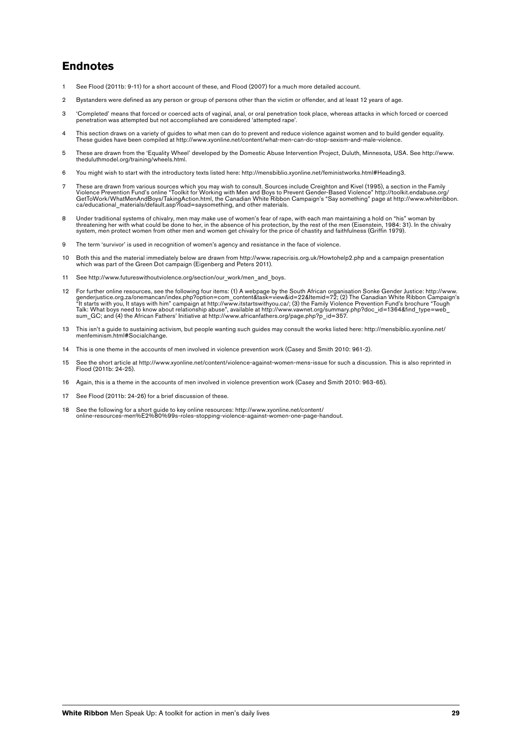## Endnotes

1. See Flood (2011b: 9-11) for a short account of these, and Flood (2007) for a much more detailed account.

2. Bystanders were defined as any person or group of persons other than the victim or offender, and at least 12 years of age.

3. 'Completed' means that forced or coerced acts of vaginal, anal, or oral penetration took place, whereas attacks in which forced or coerced penetration was attempted but not accomplished are considered 'attempted rape'.

4. This section draws on a variety of guides to what men can do to prevent and reduce violence against women and to build gender equality. These guides have been compiled at http://www.xyonline.net/content/what-men-can-do-stop-sexism-and-male-violence.

5. These are drawn from the 'Equality Wheel' developed by the Domestic Abuse Intervention Project, Duluth, Minnesota, USA. See http://www.theduluthmodel.org/training/wheels.html.

6. You might wish to start with the introductory texts listed here: http://mensbiblio.xyonline.net/feministworks.html#Heading3.

7. These are drawn from various sources which you may wish to consult. Sources include Creighton and Kivel (1995), a section in the Family Violence Prevention Fund's online "Toolkit for Working with Men and Boys to Prevent Gender-Based Violence" http://toolkit.endabuse.org/GetToWork/WhatMenAndBoys/TakingAction.html, the Canadian White Ribbon Campaign's "Say something" page at http://www.whiteribbon.ca/educational_materials/default.asp?load=saysomething, and other materials.

8. Under traditional systems of chivalry, men may make use of women's fear of rape, with each man maintaining a hold on "his" woman by threatening her with what could be done to her, in the absence of his protection, by the rest of the men (Eisenstein, 1984: 31). In the chivalry system, men protect women from other men and women get chivalry for the price of chastity and faithfulness (Griffin 1979).

9. The term 'survivor' is used in recognition of women's agency and resistance in the face of violence.

10. Both this and the material immediately below are drawn from http://www.rapecrisis.org.uk/Howtohelp2.php and a campaign presentation which was part of the Green Dot campaign (Eigenberg and Peters 2011).

11. See http://www.futureswithoutviolence.org/section/our_work/men_and_boys.

12. For further online resources, see the following four items: (1) A webpage by the South African organisation Sonke Gender Justice: http://www.genderjustice.org.za/onemancan/index.php?option=com_content&task=view&id=22&Itemid=72; (2) The Canadian White Ribbon Campaign's "It starts with you, It stays with him" campaign at http://www.itstartswithyou.ca/; (3) the Family Violence Prevention Fund's brochure "Tough Talk: What boys need to know about relationship abuse", available at http://www.vawnet.org/summary.php?doc_id=1364&find_type=web_sum_GC; and (4) the African Fathers' Initiative at http://www.africanfathers.org/page.php?p_id=357.

13. This isn't a guide to sustaining activism, but people wanting such guides may consult the works listed here: http://mensbiblio.xyonline.net/menfeminism.html#Socialchange.

14. This is one theme in the accounts of men involved in violence prevention work (Casey and Smith 2010: 961-2).

15. See the short article at http://www.xyonline.net/content/violence-against-women-mens-issue for such a discussion. This is also reprinted in Flood (2011b: 24-25).

16. Again, this is a theme in the accounts of men involved in violence prevention work (Casey and Smith 2010: 963-65).

17. See Flood (2011b: 24-26) for a brief discussion of these.

18. See the following for a short guide to key online resources: http://www.xyonline.net/content/online-resources-men%E2%80%99s-roles-stopping-violence-against-women-one-page-handout.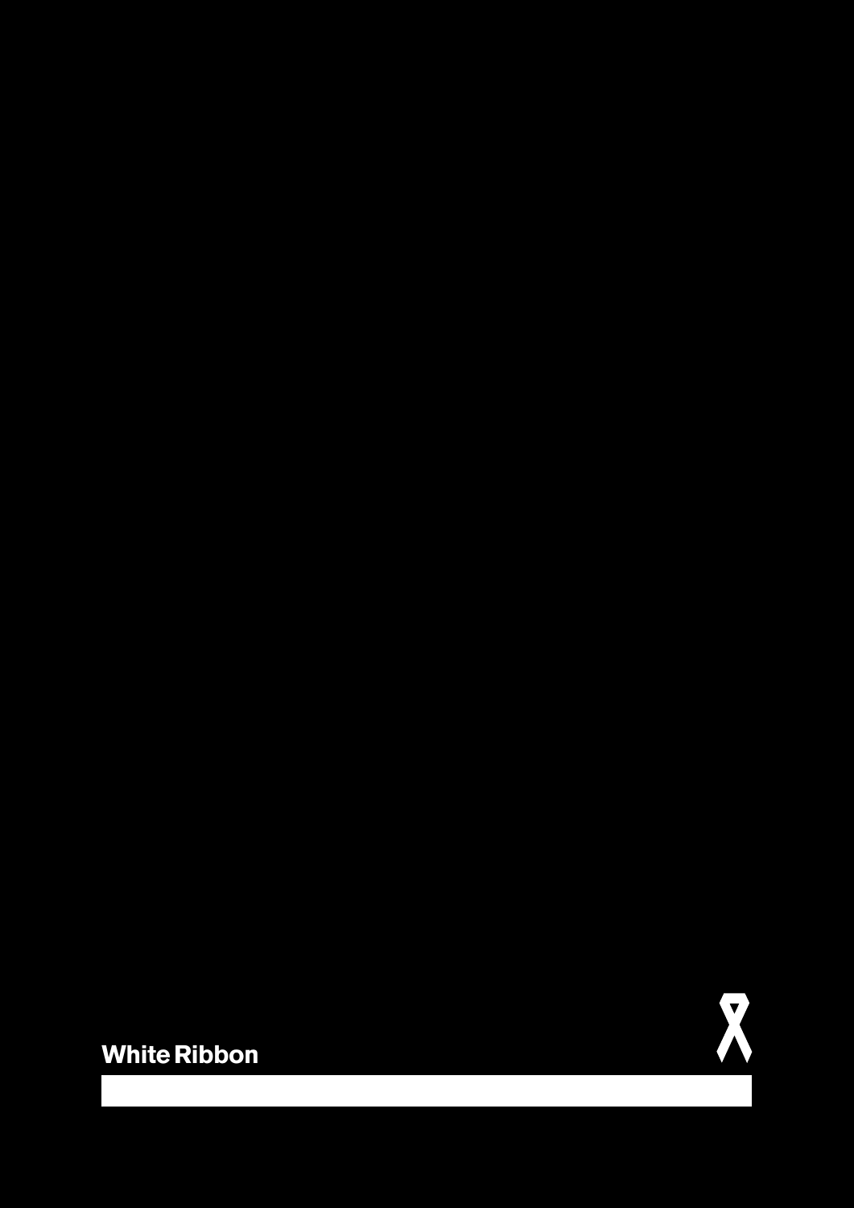White Ribbon